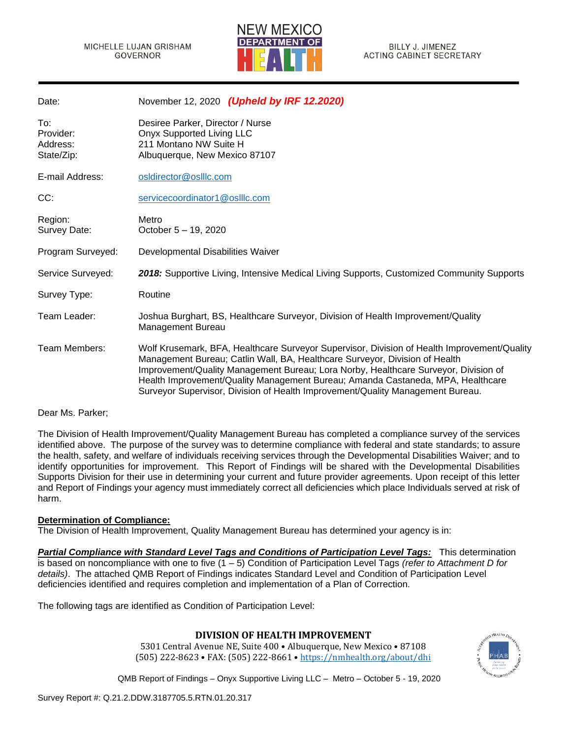MICHELLE LUJAN GRISHAM
GOVERNOR

NEW MEXICO DEPARTMENT OF HEALTH

BILLY J. JIMENEZ
ACTING CABINET SECRETARY

| | |
|---|---|
| Date: | November 12, 2020 ***(Upheld by IRF 12.2020)*** |
| To: | Desiree Parker, Director / Nurse |
| Provider: | Onyx Supported Living LLC |
| Address: | 211 Montano NW Suite H |
| State/Zip: | Albuquerque, New Mexico 87107 |
| E-mail Address: | osldirector@oslllc.com |
| CC: | servicecoordinator1@oslllc.com |
| Region: | Metro |
| Survey Date: | October 5 – 19, 2020 |
| Program Surveyed: | Developmental Disabilities Waiver |
| Service Surveyed: | ***2018:*** Supportive Living, Intensive Medical Living Supports, Customized Community Supports |
| Survey Type: | Routine |
| Team Leader: | Joshua Burghart, BS, Healthcare Surveyor, Division of Health Improvement/Quality Management Bureau |
| Team Members: | Wolf Krusemark, BFA, Healthcare Surveyor Supervisor, Division of Health Improvement/Quality Management Bureau; Catlin Wall, BA, Healthcare Surveyor, Division of Health Improvement/Quality Management Bureau; Lora Norby, Healthcare Surveyor, Division of Health Improvement/Quality Management Bureau; Amanda Castaneda, MPA, Healthcare Surveyor Supervisor, Division of Health Improvement/Quality Management Bureau. |

Dear Ms. Parker;

The Division of Health Improvement/Quality Management Bureau has completed a compliance survey of the services identified above. The purpose of the survey was to determine compliance with federal and state standards; to assure the health, safety, and welfare of individuals receiving services through the Developmental Disabilities Waiver; and to identify opportunities for improvement. This Report of Findings will be shared with the Developmental Disabilities Supports Division for their use in determining your current and future provider agreements. Upon receipt of this letter and Report of Findings your agency must immediately correct all deficiencies which place Individuals served at risk of harm.

**Determination of Compliance:**

The Division of Health Improvement, Quality Management Bureau has determined your agency is in:

***Partial Compliance with Standard Level Tags and Conditions of Participation Level Tags:*** This determination is based on noncompliance with one to five (1 – 5) Condition of Participation Level Tags *(refer to Attachment D for details)*. The attached QMB Report of Findings indicates Standard Level and Condition of Participation Level deficiencies identified and requires completion and implementation of a Plan of Correction.

The following tags are identified as Condition of Participation Level:

**DIVISION OF HEALTH IMPROVEMENT**

5301 Central Avenue NE, Suite 400 • Albuquerque, New Mexico • 87108
(505) 222-8623 • FAX: (505) 222-8661 • https://nmhealth.org/about/dhi

Survey Report #: Q.21.2.DDW.3187705.5.RTN.01.20.317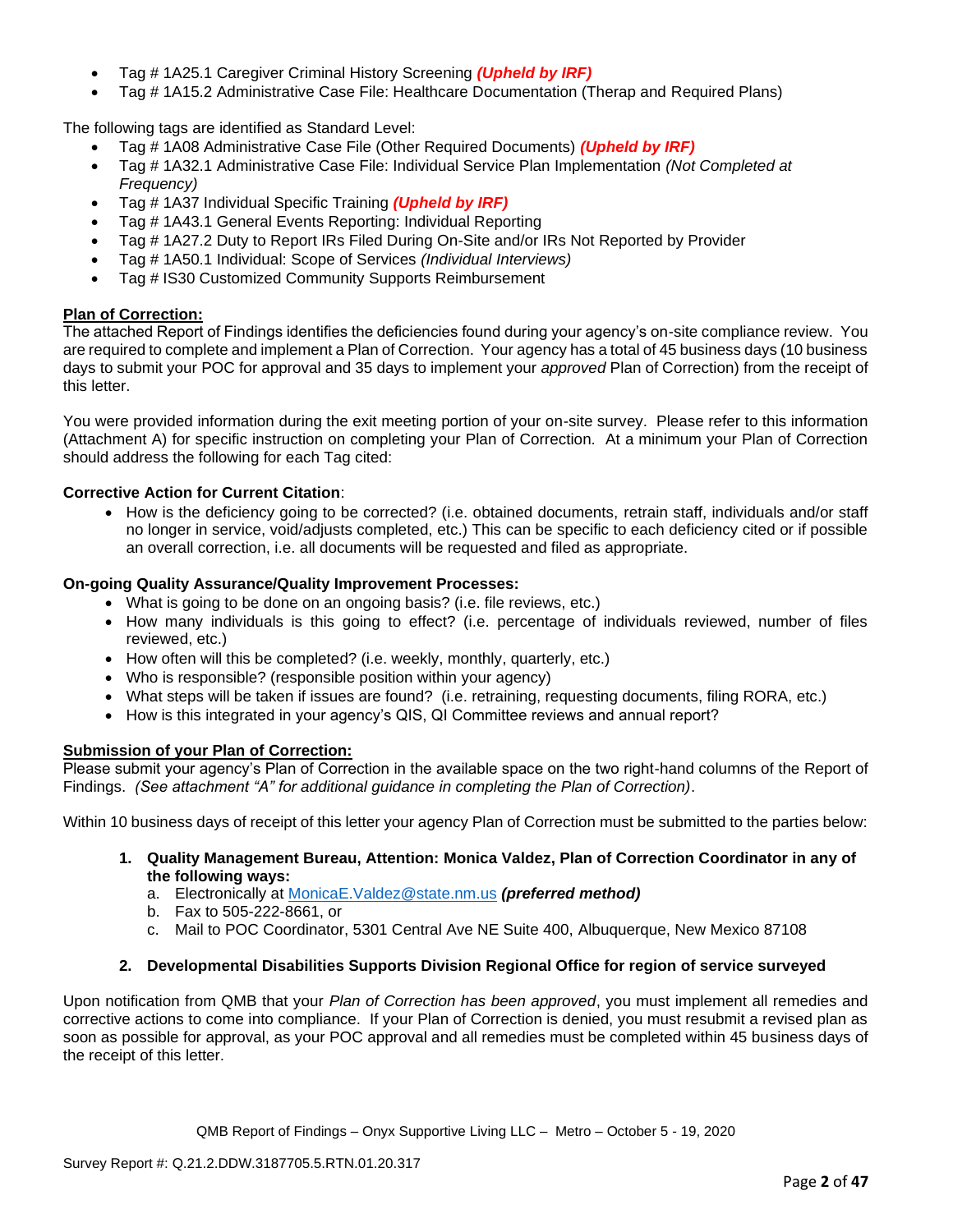- Tag # 1A25.1 Caregiver Criminal History Screening ***(Upheld by IRF)***
- Tag # 1A15.2 Administrative Case File: Healthcare Documentation (Therap and Required Plans)

The following tags are identified as Standard Level:

- Tag # 1A08 Administrative Case File (Other Required Documents) ***(Upheld by IRF)***
- Tag # 1A32.1 Administrative Case File: Individual Service Plan Implementation *(Not Completed at Frequency)*
- Tag # 1A37 Individual Specific Training ***(Upheld by IRF)***
- Tag # 1A43.1 General Events Reporting: Individual Reporting
- Tag # 1A27.2 Duty to Report IRs Filed During On-Site and/or IRs Not Reported by Provider
- Tag # 1A50.1 Individual: Scope of Services *(Individual Interviews)*
- Tag # IS30 Customized Community Supports Reimbursement

**Plan of Correction:**

The attached Report of Findings identifies the deficiencies found during your agency's on-site compliance review. You are required to complete and implement a Plan of Correction. Your agency has a total of 45 business days (10 business days to submit your POC for approval and 35 days to implement your *approved* Plan of Correction) from the receipt of this letter.

You were provided information during the exit meeting portion of your on-site survey. Please refer to this information (Attachment A) for specific instruction on completing your Plan of Correction. At a minimum your Plan of Correction should address the following for each Tag cited:

**Corrective Action for Current Citation**:

- How is the deficiency going to be corrected? (i.e. obtained documents, retrain staff, individuals and/or staff no longer in service, void/adjusts completed, etc.) This can be specific to each deficiency cited or if possible an overall correction, i.e. all documents will be requested and filed as appropriate.

**On-going Quality Assurance/Quality Improvement Processes:**

- What is going to be done on an ongoing basis? (i.e. file reviews, etc.)
- How many individuals is this going to effect? (i.e. percentage of individuals reviewed, number of files reviewed, etc.)
- How often will this be completed? (i.e. weekly, monthly, quarterly, etc.)
- Who is responsible? (responsible position within your agency)
- What steps will be taken if issues are found? (i.e. retraining, requesting documents, filing RORA, etc.)
- How is this integrated in your agency's QIS, QI Committee reviews and annual report?

**Submission of your Plan of Correction:**

Please submit your agency's Plan of Correction in the available space on the two right-hand columns of the Report of Findings. *(See attachment "A" for additional guidance in completing the Plan of Correction)*.

Within 10 business days of receipt of this letter your agency Plan of Correction must be submitted to the parties below:

1. **Quality Management Bureau, Attention: Monica Valdez, Plan of Correction Coordinator in any of the following ways:**
   a. Electronically at MonicaE.Valdez@state.nm.us ***(preferred method)***
   b. Fax to 505-222-8661, or
   c. Mail to POC Coordinator, 5301 Central Ave NE Suite 400, Albuquerque, New Mexico 87108

2. **Developmental Disabilities Supports Division Regional Office for region of service surveyed**

Upon notification from QMB that your *Plan of Correction has been approved*, you must implement all remedies and corrective actions to come into compliance. If your Plan of Correction is denied, you must resubmit a revised plan as soon as possible for approval, as your POC approval and all remedies must be completed within 45 business days of the receipt of this letter.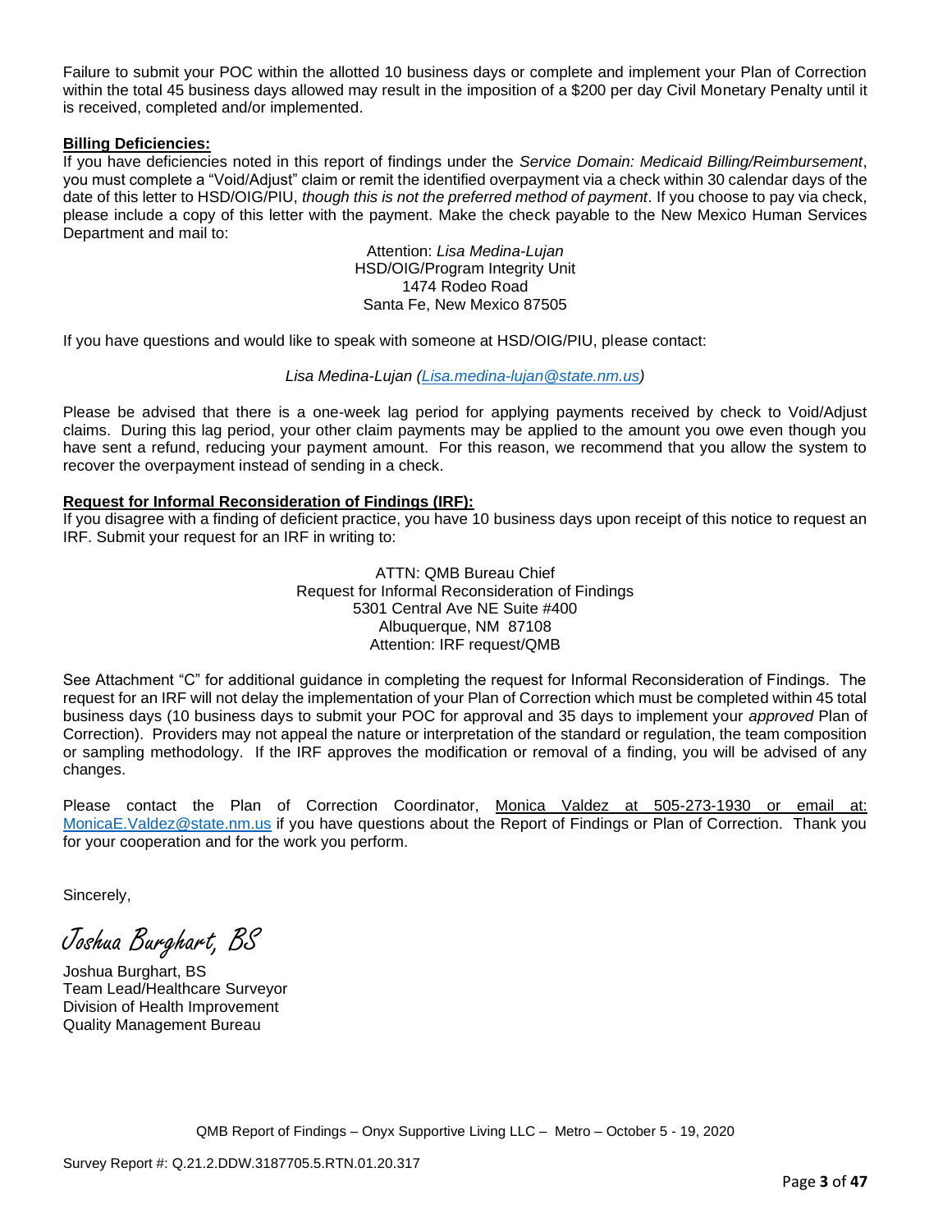Failure to submit your POC within the allotted 10 business days or complete and implement your Plan of Correction within the total 45 business days allowed may result in the imposition of a $200 per day Civil Monetary Penalty until it is received, completed and/or implemented.

**Billing Deficiencies:**
If you have deficiencies noted in this report of findings under the *Service Domain: Medicaid Billing/Reimbursement*, you must complete a "Void/Adjust" claim or remit the identified overpayment via a check within 30 calendar days of the date of this letter to HSD/OIG/PIU, *though this is not the preferred method of payment*. If you choose to pay via check, please include a copy of this letter with the payment. Make the check payable to the New Mexico Human Services Department and mail to:

Attention: *Lisa Medina-Lujan*
HSD/OIG/Program Integrity Unit
1474 Rodeo Road
Santa Fe, New Mexico 87505

If you have questions and would like to speak with someone at HSD/OIG/PIU, please contact:

*Lisa Medina-Lujan (Lisa.medina-lujan@state.nm.us)*

Please be advised that there is a one-week lag period for applying payments received by check to Void/Adjust claims. During this lag period, your other claim payments may be applied to the amount you owe even though you have sent a refund, reducing your payment amount. For this reason, we recommend that you allow the system to recover the overpayment instead of sending in a check.

**Request for Informal Reconsideration of Findings (IRF):**
If you disagree with a finding of deficient practice, you have 10 business days upon receipt of this notice to request an IRF. Submit your request for an IRF in writing to:

ATTN: QMB Bureau Chief
Request for Informal Reconsideration of Findings
5301 Central Ave NE Suite #400
Albuquerque, NM 87108
Attention: IRF request/QMB

See Attachment "C" for additional guidance in completing the request for Informal Reconsideration of Findings. The request for an IRF will not delay the implementation of your Plan of Correction which must be completed within 45 total business days (10 business days to submit your POC for approval and 35 days to implement your *approved* Plan of Correction). Providers may not appeal the nature or interpretation of the standard or regulation, the team composition or sampling methodology. If the IRF approves the modification or removal of a finding, you will be advised of any changes.

Please contact the Plan of Correction Coordinator, Monica Valdez at 505-273-1930 or email at: MonicaE.Valdez@state.nm.us if you have questions about the Report of Findings or Plan of Correction. Thank you for your cooperation and for the work you perform.

Sincerely,

*Joshua Burghart, BS*

Joshua Burghart, BS
Team Lead/Healthcare Surveyor
Division of Health Improvement
Quality Management Bureau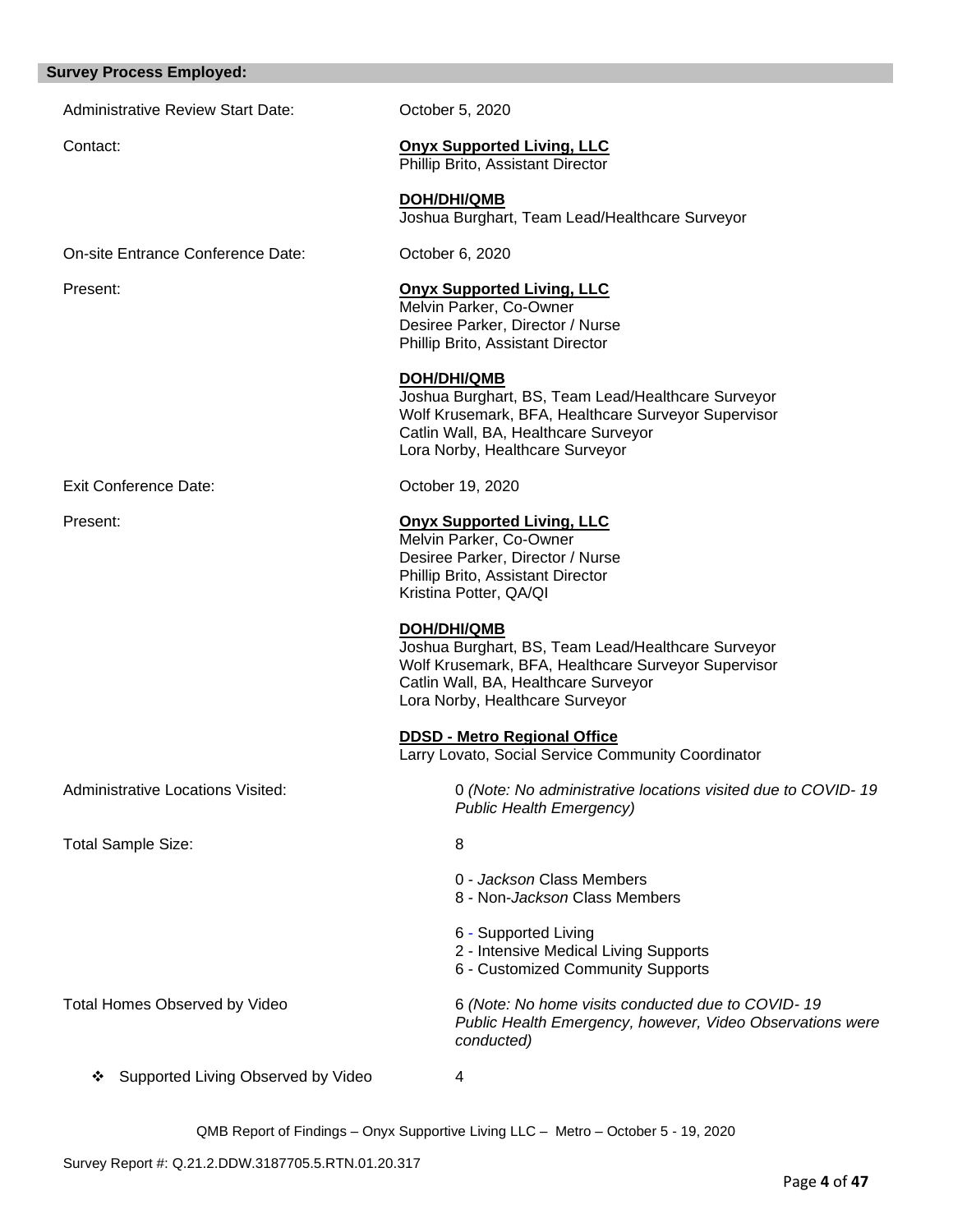**Survey Process Employed:**

Administrative Review Start Date: October 5, 2020

Contact: **Onyx Supported Living, LLC**
Phillip Brito, Assistant Director

**DOH/DHI/QMB**
Joshua Burghart, Team Lead/Healthcare Surveyor

On-site Entrance Conference Date: October 6, 2020

Present: **Onyx Supported Living, LLC**
Melvin Parker, Co-Owner
Desiree Parker, Director / Nurse
Phillip Brito, Assistant Director

**DOH/DHI/QMB**
Joshua Burghart, BS, Team Lead/Healthcare Surveyor
Wolf Krusemark, BFA, Healthcare Surveyor Supervisor
Catlin Wall, BA, Healthcare Surveyor
Lora Norby, Healthcare Surveyor

Exit Conference Date: October 19, 2020

Present: **Onyx Supported Living, LLC**
Melvin Parker, Co-Owner
Desiree Parker, Director / Nurse
Phillip Brito, Assistant Director
Kristina Potter, QA/QI

**DOH/DHI/QMB**
Joshua Burghart, BS, Team Lead/Healthcare Surveyor
Wolf Krusemark, BFA, Healthcare Surveyor Supervisor
Catlin Wall, BA, Healthcare Surveyor
Lora Norby, Healthcare Surveyor

**DDSD - Metro Regional Office**
Larry Lovato, Social Service Community Coordinator

Administrative Locations Visited: 0 *(Note: No administrative locations visited due to COVID- 19 Public Health Emergency)*

Total Sample Size: 8

0 - *Jackson* Class Members
8 - Non-*Jackson* Class Members

6 - Supported Living
2 - Intensive Medical Living Supports
6 - Customized Community Supports

Total Homes Observed by Video 6 *(Note: No home visits conducted due to COVID- 19 Public Health Emergency, however, Video Observations were conducted)*

- Supported Living Observed by Video 4

QMB Report of Findings – Onyx Supportive Living LLC – Metro – October 5 - 19, 2020

Survey Report #: Q.21.2.DDW.3187705.5.RTN.01.20.317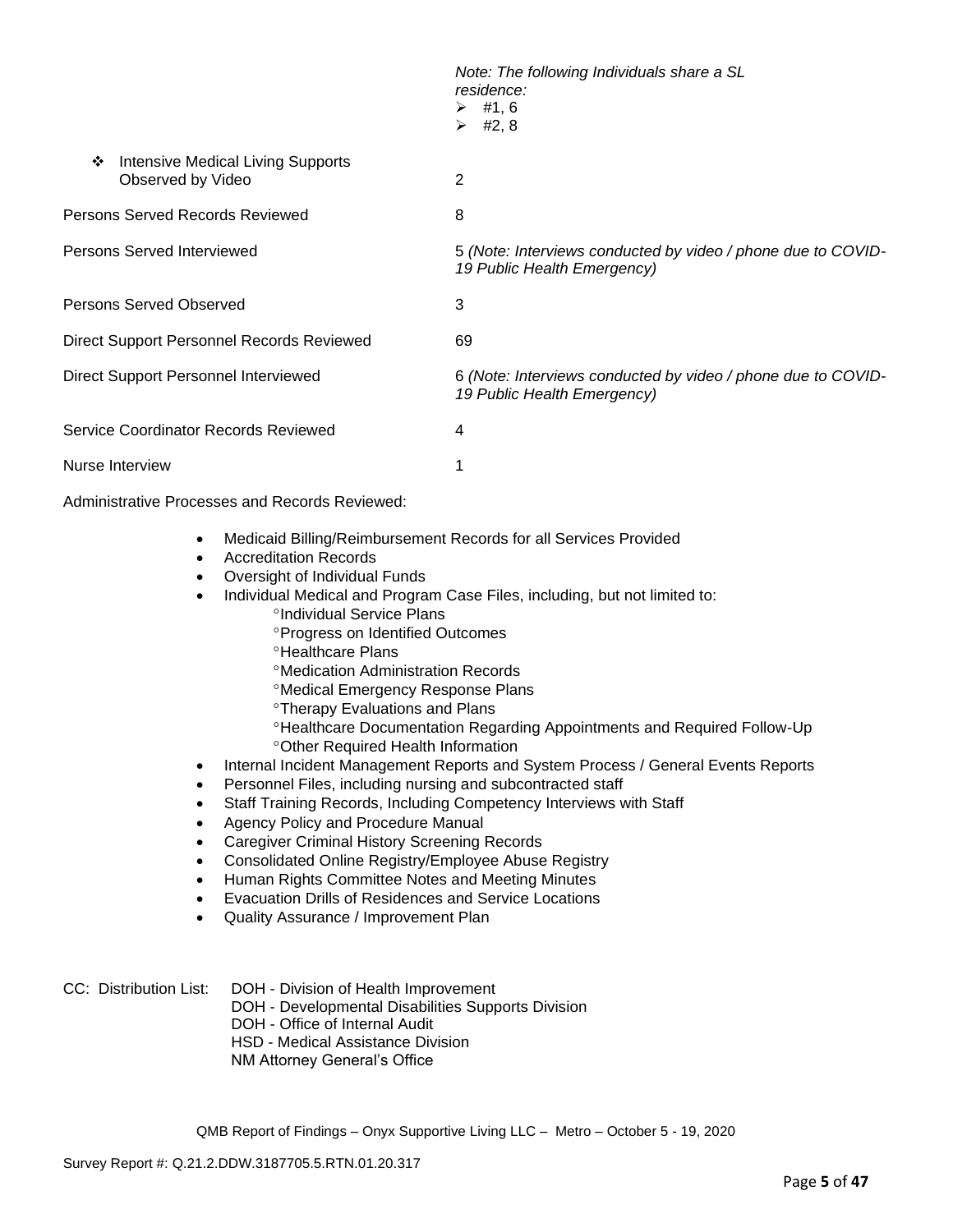*Note: The following Individuals share a SL residence:*

- #1, 6
- #2, 8

| | |
|---|---|
| ❖ Intensive Medical Living Supports Observed by Video | 2 |
| Persons Served Records Reviewed | 8 |
| Persons Served Interviewed | 5 *(Note: Interviews conducted by video / phone due to COVID-19 Public Health Emergency)* |
| Persons Served Observed | 3 |
| Direct Support Personnel Records Reviewed | 69 |
| Direct Support Personnel Interviewed | 6 *(Note: Interviews conducted by video / phone due to COVID-19 Public Health Emergency)* |
| Service Coordinator Records Reviewed | 4 |
| Nurse Interview | 1 |

Administrative Processes and Records Reviewed:

- Medicaid Billing/Reimbursement Records for all Services Provided
- Accreditation Records
- Oversight of Individual Funds
- Individual Medical and Program Case Files, including, but not limited to:
    - °Individual Service Plans
    - °Progress on Identified Outcomes
    - °Healthcare Plans
    - °Medication Administration Records
    - °Medical Emergency Response Plans
    - °Therapy Evaluations and Plans
    - °Healthcare Documentation Regarding Appointments and Required Follow-Up
    - °Other Required Health Information
- Internal Incident Management Reports and System Process / General Events Reports
- Personnel Files, including nursing and subcontracted staff
- Staff Training Records, Including Competency Interviews with Staff
- Agency Policy and Procedure Manual
- Caregiver Criminal History Screening Records
- Consolidated Online Registry/Employee Abuse Registry
- Human Rights Committee Notes and Meeting Minutes
- Evacuation Drills of Residences and Service Locations
- Quality Assurance / Improvement Plan

CC: Distribution List:
DOH - Division of Health Improvement
DOH - Developmental Disabilities Supports Division
DOH - Office of Internal Audit
HSD - Medical Assistance Division
NM Attorney General's Office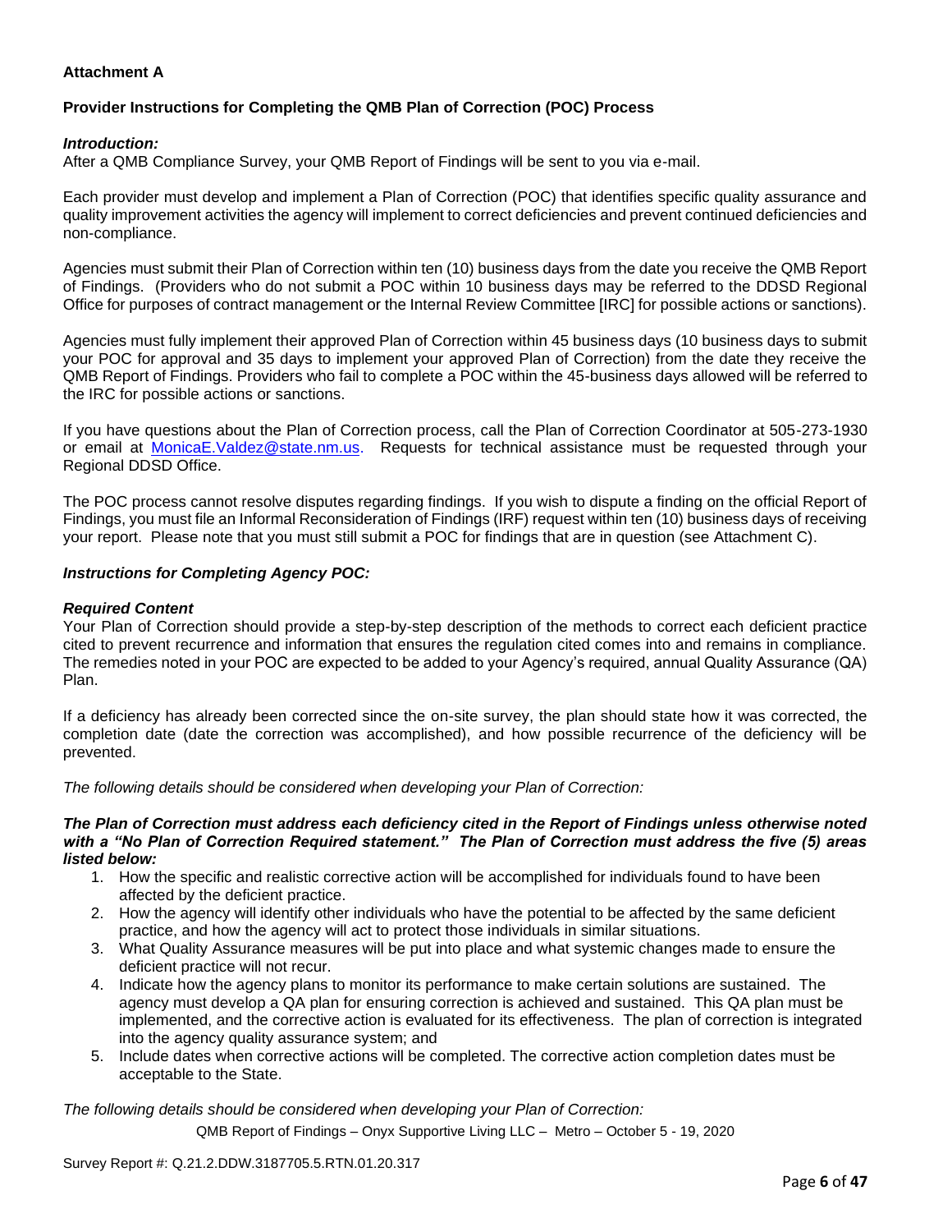**Attachment A**

**Provider Instructions for Completing the QMB Plan of Correction (POC) Process**

***Introduction:***
After a QMB Compliance Survey, your QMB Report of Findings will be sent to you via e-mail.

Each provider must develop and implement a Plan of Correction (POC) that identifies specific quality assurance and quality improvement activities the agency will implement to correct deficiencies and prevent continued deficiencies and non-compliance.

Agencies must submit their Plan of Correction within ten (10) business days from the date you receive the QMB Report of Findings. (Providers who do not submit a POC within 10 business days may be referred to the DDSD Regional Office for purposes of contract management or the Internal Review Committee [IRC] for possible actions or sanctions).

Agencies must fully implement their approved Plan of Correction within 45 business days (10 business days to submit your POC for approval and 35 days to implement your approved Plan of Correction) from the date they receive the QMB Report of Findings. Providers who fail to complete a POC within the 45-business days allowed will be referred to the IRC for possible actions or sanctions.

If you have questions about the Plan of Correction process, call the Plan of Correction Coordinator at 505-273-1930 or email at MonicaE.Valdez@state.nm.us. Requests for technical assistance must be requested through your Regional DDSD Office.

The POC process cannot resolve disputes regarding findings. If you wish to dispute a finding on the official Report of Findings, you must file an Informal Reconsideration of Findings (IRF) request within ten (10) business days of receiving your report. Please note that you must still submit a POC for findings that are in question (see Attachment C).

***Instructions for Completing Agency POC:***

***Required Content***
Your Plan of Correction should provide a step-by-step description of the methods to correct each deficient practice cited to prevent recurrence and information that ensures the regulation cited comes into and remains in compliance. The remedies noted in your POC are expected to be added to your Agency's required, annual Quality Assurance (QA) Plan.

If a deficiency has already been corrected since the on-site survey, the plan should state how it was corrected, the completion date (date the correction was accomplished), and how possible recurrence of the deficiency will be prevented.

*The following details should be considered when developing your Plan of Correction:*

***The Plan of Correction must address each deficiency cited in the Report of Findings unless otherwise noted with a "No Plan of Correction Required statement." The Plan of Correction must address the five (5) areas listed below:***

1. How the specific and realistic corrective action will be accomplished for individuals found to have been affected by the deficient practice.
2. How the agency will identify other individuals who have the potential to be affected by the same deficient practice, and how the agency will act to protect those individuals in similar situations.
3. What Quality Assurance measures will be put into place and what systemic changes made to ensure the deficient practice will not recur.
4. Indicate how the agency plans to monitor its performance to make certain solutions are sustained. The agency must develop a QA plan for ensuring correction is achieved and sustained. This QA plan must be implemented, and the corrective action is evaluated for its effectiveness. The plan of correction is integrated into the agency quality assurance system; and
5. Include dates when corrective actions will be completed. The corrective action completion dates must be acceptable to the State.

*The following details should be considered when developing your Plan of Correction:*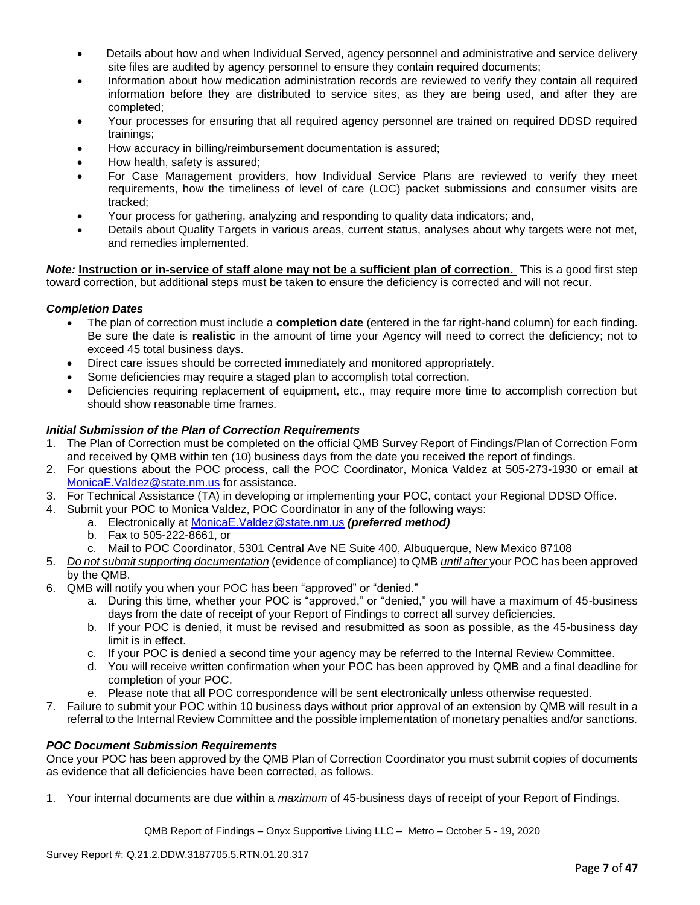- Details about how and when Individual Served, agency personnel and administrative and service delivery site files are audited by agency personnel to ensure they contain required documents;
- Information about how medication administration records are reviewed to verify they contain all required information before they are distributed to service sites, as they are being used, and after they are completed;
- Your processes for ensuring that all required agency personnel are trained on required DDSD required trainings;
- How accuracy in billing/reimbursement documentation is assured;
- How health, safety is assured;
- For Case Management providers, how Individual Service Plans are reviewed to verify they meet requirements, how the timeliness of level of care (LOC) packet submissions and consumer visits are tracked;
- Your process for gathering, analyzing and responding to quality data indicators; and,
- Details about Quality Targets in various areas, current status, analyses about why targets were not met, and remedies implemented.

***Note:*** **Instruction or in-service of staff alone may not be a sufficient plan of correction.** This is a good first step toward correction, but additional steps must be taken to ensure the deficiency is corrected and will not recur.

### *Completion Dates*

- The plan of correction must include a **completion date** (entered in the far right-hand column) for each finding. Be sure the date is **realistic** in the amount of time your Agency will need to correct the deficiency; not to exceed 45 total business days.
- Direct care issues should be corrected immediately and monitored appropriately.
- Some deficiencies may require a staged plan to accomplish total correction.
- Deficiencies requiring replacement of equipment, etc., may require more time to accomplish correction but should show reasonable time frames.

### *Initial Submission of the Plan of Correction Requirements*

1. The Plan of Correction must be completed on the official QMB Survey Report of Findings/Plan of Correction Form and received by QMB within ten (10) business days from the date you received the report of findings.
2. For questions about the POC process, call the POC Coordinator, Monica Valdez at 505-273-1930 or email at MonicaE.Valdez@state.nm.us for assistance.
3. For Technical Assistance (TA) in developing or implementing your POC, contact your Regional DDSD Office.
4. Submit your POC to Monica Valdez, POC Coordinator in any of the following ways:
   a. Electronically at MonicaE.Valdez@state.nm.us ***(preferred method)***
   b. Fax to 505-222-8661, or
   c. Mail to POC Coordinator, 5301 Central Ave NE Suite 400, Albuquerque, New Mexico 87108
5. *Do not submit supporting documentation* (evidence of compliance) to QMB *until after* your POC has been approved by the QMB.
6. QMB will notify you when your POC has been "approved" or "denied."
   a. During this time, whether your POC is "approved," or "denied," you will have a maximum of 45-business days from the date of receipt of your Report of Findings to correct all survey deficiencies.
   b. If your POC is denied, it must be revised and resubmitted as soon as possible, as the 45-business day limit is in effect.
   c. If your POC is denied a second time your agency may be referred to the Internal Review Committee.
   d. You will receive written confirmation when your POC has been approved by QMB and a final deadline for completion of your POC.
   e. Please note that all POC correspondence will be sent electronically unless otherwise requested.
7. Failure to submit your POC within 10 business days without prior approval of an extension by QMB will result in a referral to the Internal Review Committee and the possible implementation of monetary penalties and/or sanctions.

### *POC Document Submission Requirements*

Once your POC has been approved by the QMB Plan of Correction Coordinator you must submit copies of documents as evidence that all deficiencies have been corrected, as follows.

1. Your internal documents are due within a *maximum* of 45-business days of receipt of your Report of Findings.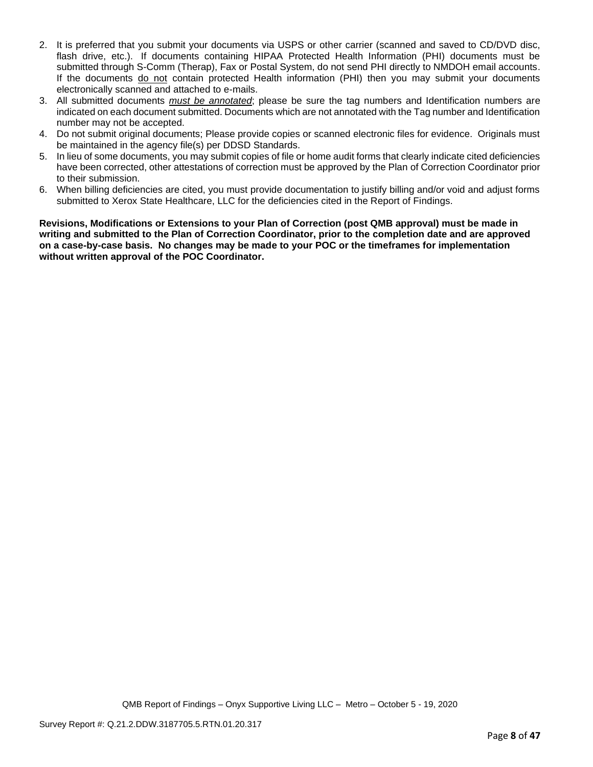2. It is preferred that you submit your documents via USPS or other carrier (scanned and saved to CD/DVD disc, flash drive, etc.). If documents containing HIPAA Protected Health Information (PHI) documents must be submitted through S-Comm (Therap), Fax or Postal System, do not send PHI directly to NMDOH email accounts. If the documents do not contain protected Health information (PHI) then you may submit your documents electronically scanned and attached to e-mails.
3. All submitted documents ***must be annotated***; please be sure the tag numbers and Identification numbers are indicated on each document submitted. Documents which are not annotated with the Tag number and Identification number may not be accepted.
4. Do not submit original documents; Please provide copies or scanned electronic files for evidence. Originals must be maintained in the agency file(s) per DDSD Standards.
5. In lieu of some documents, you may submit copies of file or home audit forms that clearly indicate cited deficiencies have been corrected, other attestations of correction must be approved by the Plan of Correction Coordinator prior to their submission.
6. When billing deficiencies are cited, you must provide documentation to justify billing and/or void and adjust forms submitted to Xerox State Healthcare, LLC for the deficiencies cited in the Report of Findings.

**Revisions, Modifications or Extensions to your Plan of Correction (post QMB approval) must be made in writing and submitted to the Plan of Correction Coordinator, prior to the completion date and are approved on a case-by-case basis. No changes may be made to your POC or the timeframes for implementation without written approval of the POC Coordinator.**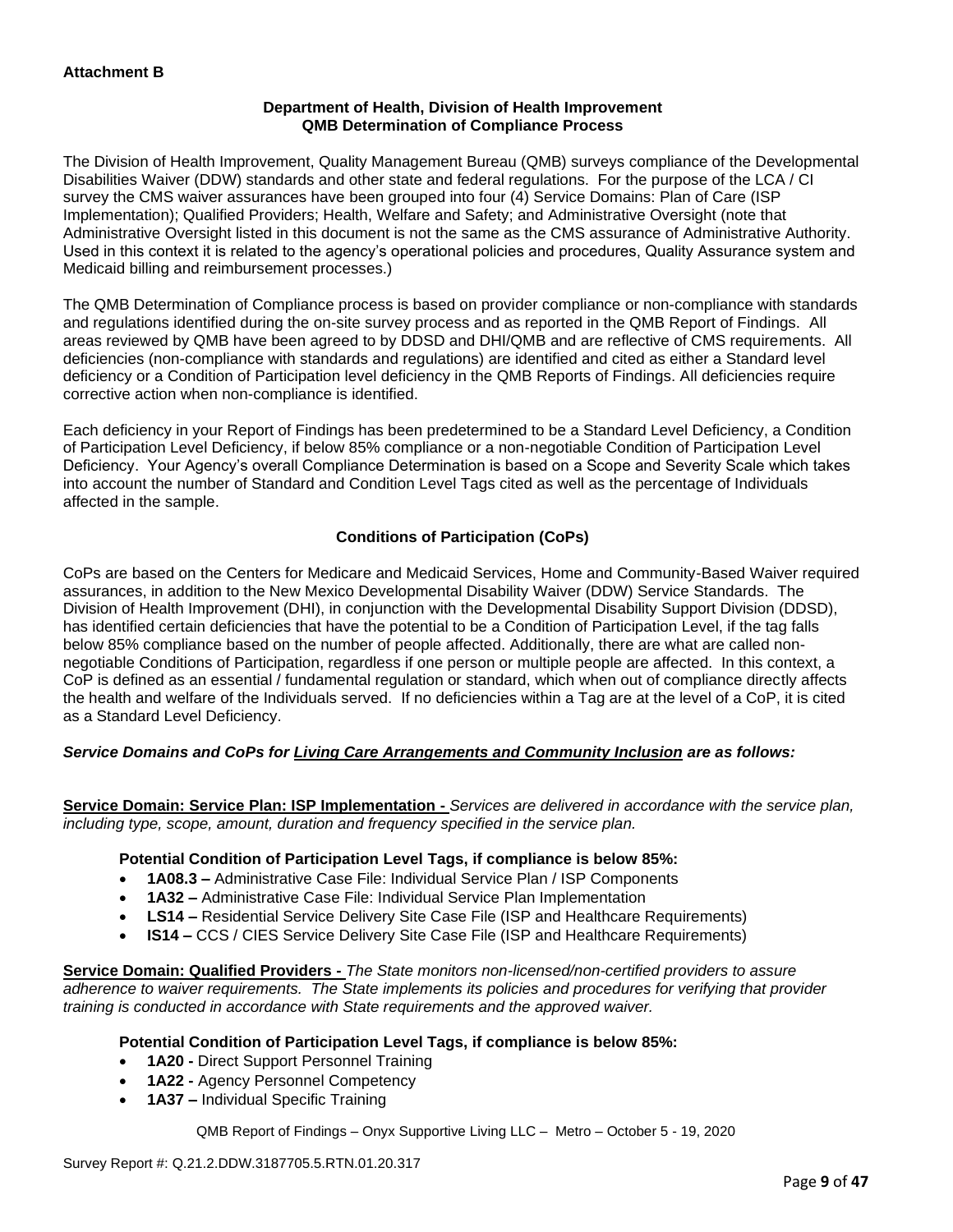**Attachment B**

**Department of Health, Division of Health Improvement**
**QMB Determination of Compliance Process**

The Division of Health Improvement, Quality Management Bureau (QMB) surveys compliance of the Developmental Disabilities Waiver (DDW) standards and other state and federal regulations. For the purpose of the LCA / CI survey the CMS waiver assurances have been grouped into four (4) Service Domains: Plan of Care (ISP Implementation); Qualified Providers; Health, Welfare and Safety; and Administrative Oversight (note that Administrative Oversight listed in this document is not the same as the CMS assurance of Administrative Authority. Used in this context it is related to the agency's operational policies and procedures, Quality Assurance system and Medicaid billing and reimbursement processes.)

The QMB Determination of Compliance process is based on provider compliance or non-compliance with standards and regulations identified during the on-site survey process and as reported in the QMB Report of Findings. All areas reviewed by QMB have been agreed to by DDSD and DHI/QMB and are reflective of CMS requirements. All deficiencies (non-compliance with standards and regulations) are identified and cited as either a Standard level deficiency or a Condition of Participation level deficiency in the QMB Reports of Findings. All deficiencies require corrective action when non-compliance is identified.

Each deficiency in your Report of Findings has been predetermined to be a Standard Level Deficiency, a Condition of Participation Level Deficiency, if below 85% compliance or a non-negotiable Condition of Participation Level Deficiency. Your Agency's overall Compliance Determination is based on a Scope and Severity Scale which takes into account the number of Standard and Condition Level Tags cited as well as the percentage of Individuals affected in the sample.

**Conditions of Participation (CoPs)**

CoPs are based on the Centers for Medicare and Medicaid Services, Home and Community-Based Waiver required assurances, in addition to the New Mexico Developmental Disability Waiver (DDW) Service Standards. The Division of Health Improvement (DHI), in conjunction with the Developmental Disability Support Division (DDSD), has identified certain deficiencies that have the potential to be a Condition of Participation Level, if the tag falls below 85% compliance based on the number of people affected. Additionally, there are what are called non-negotiable Conditions of Participation, regardless if one person or multiple people are affected. In this context, a CoP is defined as an essential / fundamental regulation or standard, which when out of compliance directly affects the health and welfare of the Individuals served. If no deficiencies within a Tag are at the level of a CoP, it is cited as a Standard Level Deficiency.

***Service Domains and CoPs for Living Care Arrangements and Community Inclusion are as follows:***

**Service Domain: Service Plan: ISP Implementation -** *Services are delivered in accordance with the service plan, including type, scope, amount, duration and frequency specified in the service plan.*

**Potential Condition of Participation Level Tags, if compliance is below 85%:**

- **1A08.3 –** Administrative Case File: Individual Service Plan / ISP Components
- **1A32 –** Administrative Case File: Individual Service Plan Implementation
- **LS14 –** Residential Service Delivery Site Case File (ISP and Healthcare Requirements)
- **IS14 –** CCS / CIES Service Delivery Site Case File (ISP and Healthcare Requirements)

**Service Domain: Qualified Providers -** *The State monitors non-licensed/non-certified providers to assure adherence to waiver requirements. The State implements its policies and procedures for verifying that provider training is conducted in accordance with State requirements and the approved waiver.*

**Potential Condition of Participation Level Tags, if compliance is below 85%:**

- **1A20 -** Direct Support Personnel Training
- **1A22 -** Agency Personnel Competency
- **1A37 –** Individual Specific Training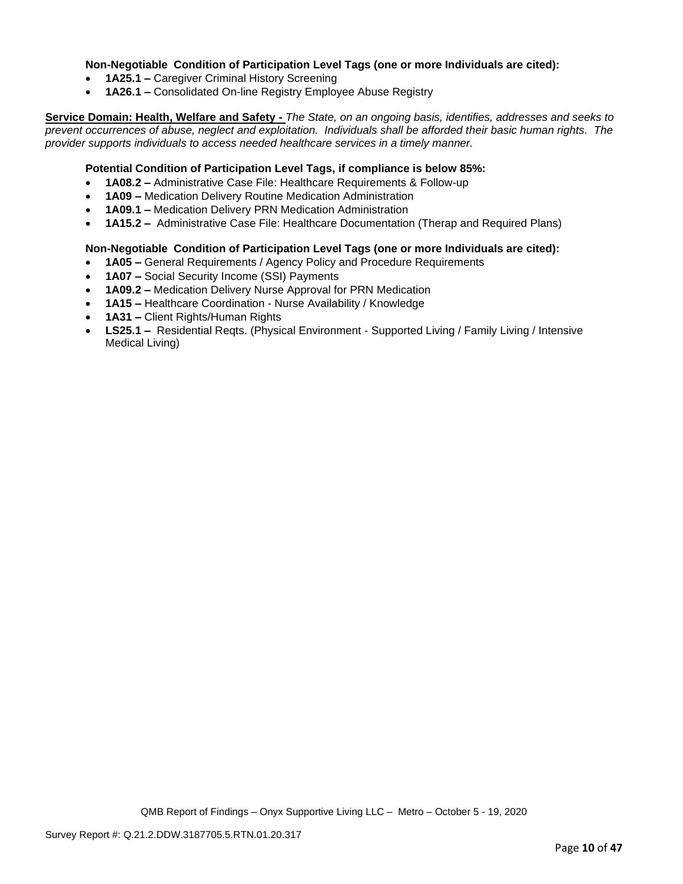**Non-Negotiable Condition of Participation Level Tags (one or more Individuals are cited):**

- **1A25.1 –** Caregiver Criminal History Screening
- **1A26.1 –** Consolidated On-line Registry Employee Abuse Registry

**Service Domain: Health, Welfare and Safety -** *The State, on an ongoing basis, identifies, addresses and seeks to prevent occurrences of abuse, neglect and exploitation. Individuals shall be afforded their basic human rights. The provider supports individuals to access needed healthcare services in a timely manner.*

**Potential Condition of Participation Level Tags, if compliance is below 85%:**

- **1A08.2 –** Administrative Case File: Healthcare Requirements & Follow-up
- **1A09 –** Medication Delivery Routine Medication Administration
- **1A09.1 –** Medication Delivery PRN Medication Administration
- **1A15.2 –** Administrative Case File: Healthcare Documentation (Therap and Required Plans)

**Non-Negotiable Condition of Participation Level Tags (one or more Individuals are cited):**

- **1A05 –** General Requirements / Agency Policy and Procedure Requirements
- **1A07 –** Social Security Income (SSI) Payments
- **1A09.2 –** Medication Delivery Nurse Approval for PRN Medication
- **1A15 –** Healthcare Coordination - Nurse Availability / Knowledge
- **1A31 –** Client Rights/Human Rights
- **LS25.1 –** Residential Reqts. (Physical Environment - Supported Living / Family Living / Intensive Medical Living)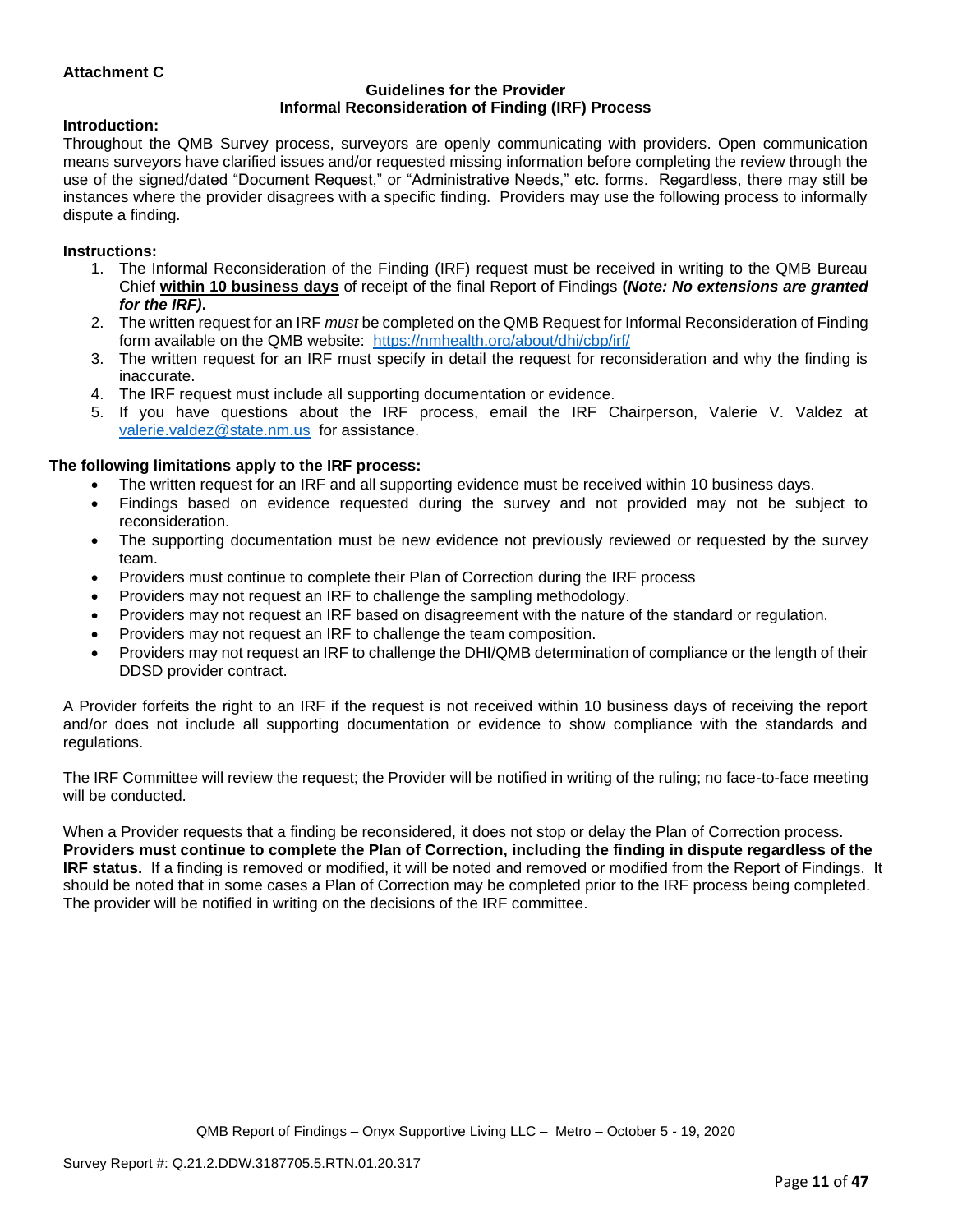**Attachment C**

**Guidelines for the Provider**
**Informal Reconsideration of Finding (IRF) Process**

**Introduction:**

Throughout the QMB Survey process, surveyors are openly communicating with providers. Open communication means surveyors have clarified issues and/or requested missing information before completing the review through the use of the signed/dated "Document Request," or "Administrative Needs," etc. forms. Regardless, there may still be instances where the provider disagrees with a specific finding. Providers may use the following process to informally dispute a finding.

**Instructions:**

1. The Informal Reconsideration of the Finding (IRF) request must be received in writing to the QMB Bureau Chief **within 10 business days** of receipt of the final Report of Findings **(*Note: No extensions are granted for the IRF)*.**
2. The written request for an IRF *must* be completed on the QMB Request for Informal Reconsideration of Finding form available on the QMB website: https://nmhealth.org/about/dhi/cbp/irf/
3. The written request for an IRF must specify in detail the request for reconsideration and why the finding is inaccurate.
4. The IRF request must include all supporting documentation or evidence.
5. If you have questions about the IRF process, email the IRF Chairperson, Valerie V. Valdez at valerie.valdez@state.nm.us for assistance.

**The following limitations apply to the IRF process:**

- The written request for an IRF and all supporting evidence must be received within 10 business days.
- Findings based on evidence requested during the survey and not provided may not be subject to reconsideration.
- The supporting documentation must be new evidence not previously reviewed or requested by the survey team.
- Providers must continue to complete their Plan of Correction during the IRF process
- Providers may not request an IRF to challenge the sampling methodology.
- Providers may not request an IRF based on disagreement with the nature of the standard or regulation.
- Providers may not request an IRF to challenge the team composition.
- Providers may not request an IRF to challenge the DHI/QMB determination of compliance or the length of their DDSD provider contract.

A Provider forfeits the right to an IRF if the request is not received within 10 business days of receiving the report and/or does not include all supporting documentation or evidence to show compliance with the standards and regulations.

The IRF Committee will review the request; the Provider will be notified in writing of the ruling; no face-to-face meeting will be conducted.

When a Provider requests that a finding be reconsidered, it does not stop or delay the Plan of Correction process. **Providers must continue to complete the Plan of Correction, including the finding in dispute regardless of the IRF status.** If a finding is removed or modified, it will be noted and removed or modified from the Report of Findings. It should be noted that in some cases a Plan of Correction may be completed prior to the IRF process being completed. The provider will be notified in writing on the decisions of the IRF committee.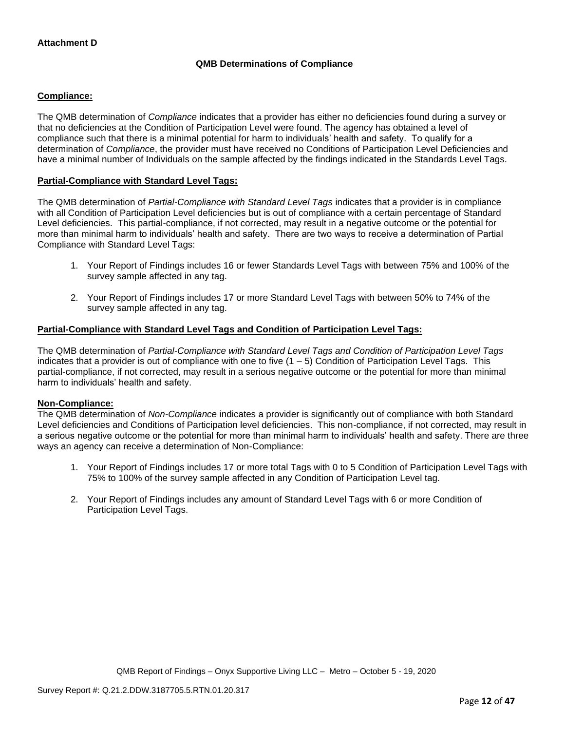**Attachment D**

## QMB Determinations of Compliance

**Compliance:**

The QMB determination of *Compliance* indicates that a provider has either no deficiencies found during a survey or that no deficiencies at the Condition of Participation Level were found. The agency has obtained a level of compliance such that there is a minimal potential for harm to individuals' health and safety. To qualify for a determination of *Compliance*, the provider must have received no Conditions of Participation Level Deficiencies and have a minimal number of Individuals on the sample affected by the findings indicated in the Standards Level Tags.

**Partial-Compliance with Standard Level Tags:**

The QMB determination of *Partial-Compliance with Standard Level Tags* indicates that a provider is in compliance with all Condition of Participation Level deficiencies but is out of compliance with a certain percentage of Standard Level deficiencies. This partial-compliance, if not corrected, may result in a negative outcome or the potential for more than minimal harm to individuals' health and safety. There are two ways to receive a determination of Partial Compliance with Standard Level Tags:

1. Your Report of Findings includes 16 or fewer Standards Level Tags with between 75% and 100% of the survey sample affected in any tag.

2. Your Report of Findings includes 17 or more Standard Level Tags with between 50% to 74% of the survey sample affected in any tag.

**Partial-Compliance with Standard Level Tags and Condition of Participation Level Tags:**

The QMB determination of *Partial-Compliance with Standard Level Tags and Condition of Participation Level Tags* indicates that a provider is out of compliance with one to five (1 – 5) Condition of Participation Level Tags. This partial-compliance, if not corrected, may result in a serious negative outcome or the potential for more than minimal harm to individuals' health and safety.

**Non-Compliance:**

The QMB determination of *Non-Compliance* indicates a provider is significantly out of compliance with both Standard Level deficiencies and Conditions of Participation level deficiencies. This non-compliance, if not corrected, may result in a serious negative outcome or the potential for more than minimal harm to individuals' health and safety. There are three ways an agency can receive a determination of Non-Compliance:

1. Your Report of Findings includes 17 or more total Tags with 0 to 5 Condition of Participation Level Tags with 75% to 100% of the survey sample affected in any Condition of Participation Level tag.

2. Your Report of Findings includes any amount of Standard Level Tags with 6 or more Condition of Participation Level Tags.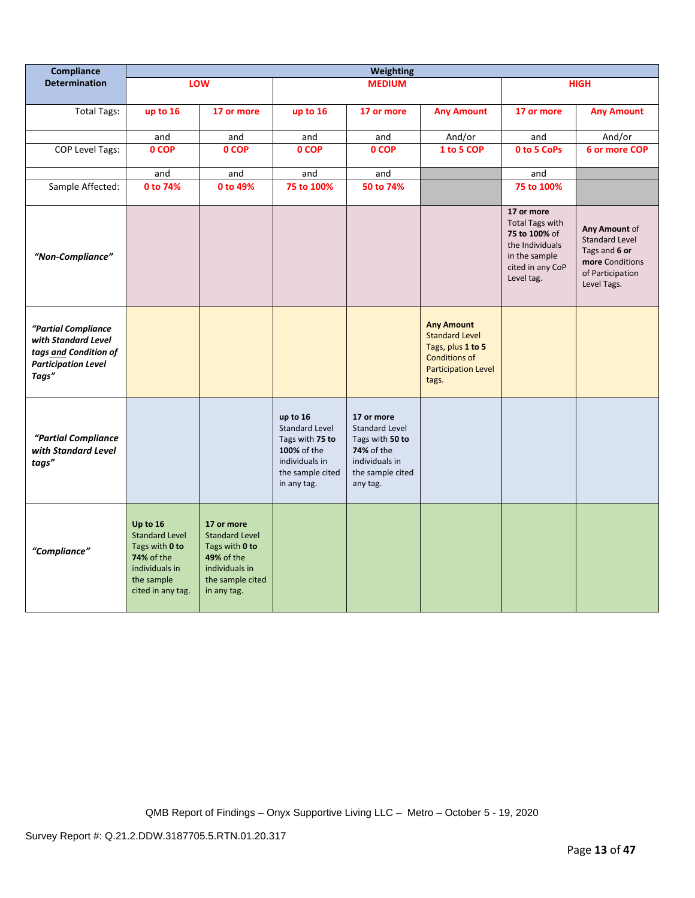| Compliance Determination | Weighting | | | | | | |
|---|---|---|---|---|---|---|---|
| | LOW | | MEDIUM | | | HIGH | |
| Total Tags: | up to 16 | 17 or more | up to 16 | 17 or more | Any Amount | 17 or more | Any Amount |
| | and | and | and | and | And/or | and | And/or |
| COP Level Tags: | 0 COP | 0 COP | 0 COP | 0 COP | 1 to 5 COP | 0 to 5 CoPs | 6 or more COP |
| | and | and | and | and | | and | |
| Sample Affected: | 0 to 74% | 0 to 49% | 75 to 100% | 50 to 74% | | 75 to 100% | |
| *"Non-Compliance"* | | | | | | **17 or more** Total Tags with **75 to 100%** of the Individuals in the sample cited in any CoP Level tag. | **Any Amount** of Standard Level Tags and **6 or more** Conditions of Participation Level Tags. |
| *"Partial Compliance with Standard Level tags and Condition of Participation Level Tags"* | | | | | **Any Amount** Standard Level Tags, plus **1 to 5** Conditions of Participation Level tags. | | |
| *"Partial Compliance with Standard Level tags"* | | | **up to 16** Standard Level Tags with **75 to 100%** of the individuals in the sample cited in any tag. | **17 or more** Standard Level Tags with **50 to 74%** of the individuals in the sample cited any tag. | | | |
| *"Compliance"* | **Up to 16** Standard Level Tags with **0 to 74%** of the individuals in the sample cited in any tag. | **17 or more** Standard Level Tags with **0 to 49%** of the individuals in the sample cited in any tag. | | | | | |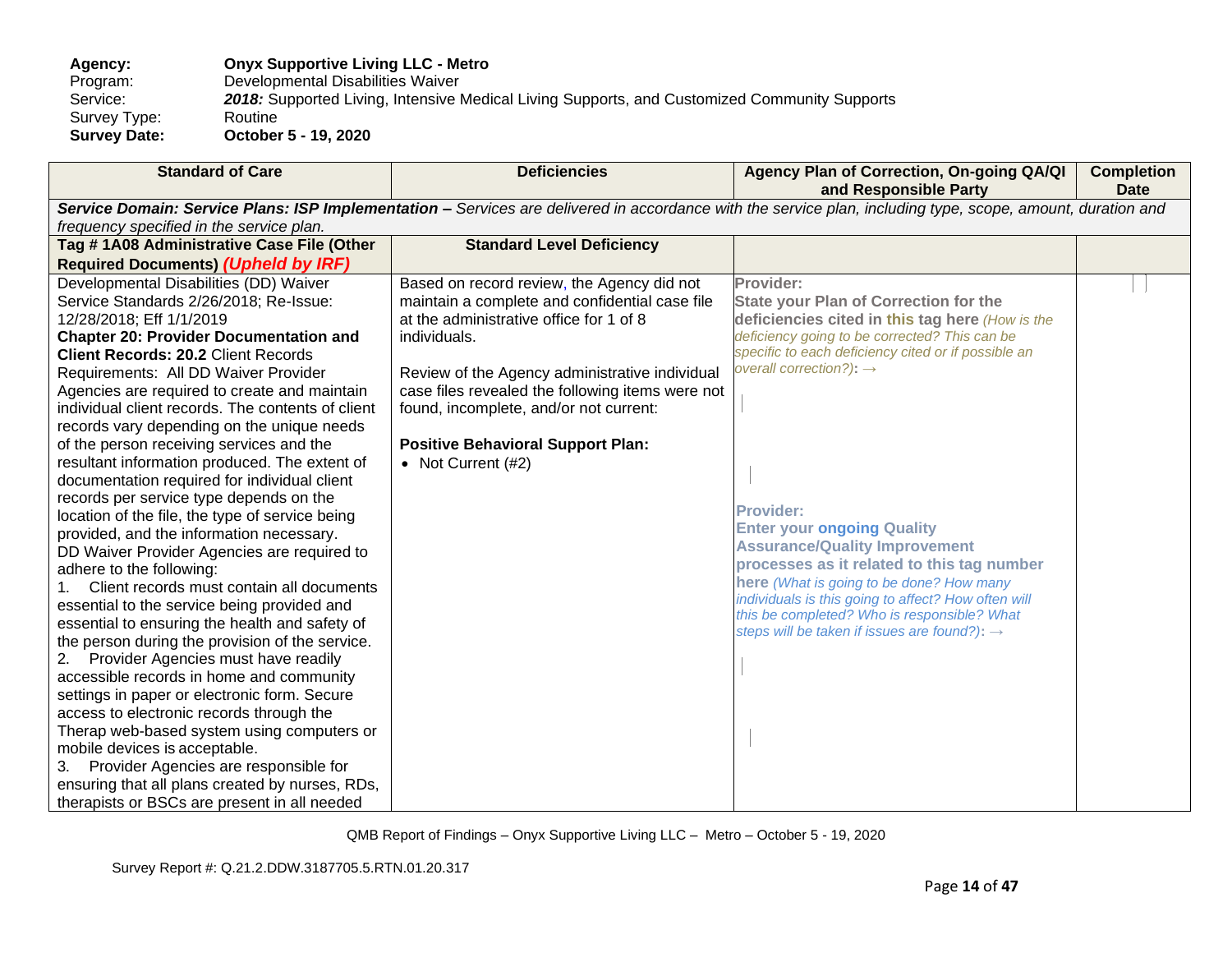**Agency:** **Onyx Supportive Living LLC - Metro**
Program: Developmental Disabilities Waiver
Service: ***2018:*** Supported Living, Intensive Medical Living Supports, and Customized Community Supports
Survey Type: Routine
**Survey Date:** **October 5 - 19, 2020**

| Standard of Care | Deficiencies | Agency Plan of Correction, On-going QA/QI and Responsible Party | Completion Date |
|---|---|---|---|
| ***Service Domain: Service Plans: ISP Implementation –*** *Services are delivered in accordance with the service plan, including type, scope, amount, duration and frequency specified in the service plan.* | | | |
| **Tag # 1A08 Administrative Case File (Other Required Documents)** ***(Upheld by IRF)*** | **Standard Level Deficiency** | | |
| Developmental Disabilities (DD) Waiver Service Standards 2/26/2018; Re-Issue: 12/28/2018; Eff 1/1/2019<br>**Chapter 20: Provider Documentation and Client Records: 20.2** Client Records Requirements: All DD Waiver Provider Agencies are required to create and maintain individual client records. The contents of client records vary depending on the unique needs of the person receiving services and the resultant information produced. The extent of documentation required for individual client records per service type depends on the location of the file, the type of service being provided, and the information necessary.<br>DD Waiver Provider Agencies are required to adhere to the following:<br>1. Client records must contain all documents essential to the service being provided and essential to ensuring the health and safety of the person during the provision of the service.<br>2. Provider Agencies must have readily accessible records in home and community settings in paper or electronic form. Secure access to electronic records through the Therap web-based system using computers or mobile devices is acceptable.<br>3. Provider Agencies are responsible for ensuring that all plans created by nurses, RDs, therapists or BSCs are present in all needed | Based on record review, the Agency did not maintain a complete and confidential case file at the administrative office for 1 of 8 individuals.<br><br>Review of the Agency administrative individual case files revealed the following items were not found, incomplete, and/or not current:<br><br>**Positive Behavioral Support Plan:**<br>• Not Current (#2) | **Provider:**<br>**State your Plan of Correction for the deficiencies cited in this tag here** *(How is the deficiency going to be corrected? This can be specific to each deficiency cited or if possible an overall correction?)*: →<br><br>**Provider:**<br>**Enter your ongoing Quality Assurance/Quality Improvement processes as it related to this tag number here** *(What is going to be done? How many individuals is this going to affect? How often will this be completed? Who is responsible? What steps will be taken if issues are found?)*: → | |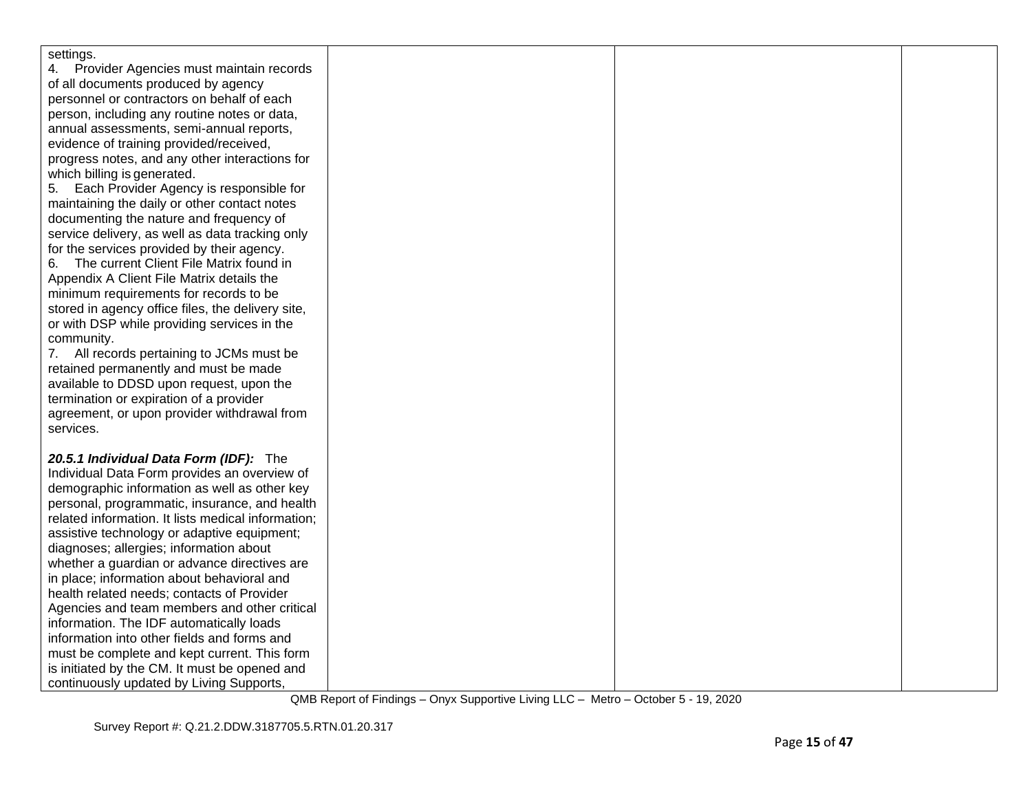| | | | |
|---|---|---|---|
| settings.<br>4. Provider Agencies must maintain records of all documents produced by agency personnel or contractors on behalf of each person, including any routine notes or data, annual assessments, semi-annual reports, evidence of training provided/received, progress notes, and any other interactions for which billing is generated.<br>5. Each Provider Agency is responsible for maintaining the daily or other contact notes documenting the nature and frequency of service delivery, as well as data tracking only for the services provided by their agency.<br>6. The current Client File Matrix found in Appendix A Client File Matrix details the minimum requirements for records to be stored in agency office files, the delivery site, or with DSP while providing services in the community.<br>7. All records pertaining to JCMs must be retained permanently and must be made available to DDSD upon request, upon the termination or expiration of a provider agreement, or upon provider withdrawal from services.<br><br>***20.5.1 Individual Data Form (IDF):*** The Individual Data Form provides an overview of demographic information as well as other key personal, programmatic, insurance, and health related information. It lists medical information; assistive technology or adaptive equipment; diagnoses; allergies; information about whether a guardian or advance directives are in place; information about behavioral and health related needs; contacts of Provider Agencies and team members and other critical information. The IDF automatically loads information into other fields and forms and must be complete and kept current. This form is initiated by the CM. It must be opened and continuously updated by Living Supports, | | | |

QMB Report of Findings – Onyx Supportive Living LLC – Metro – October 5 - 19, 2020

Survey Report #: Q.21.2.DDW.3187705.5.RTN.01.20.317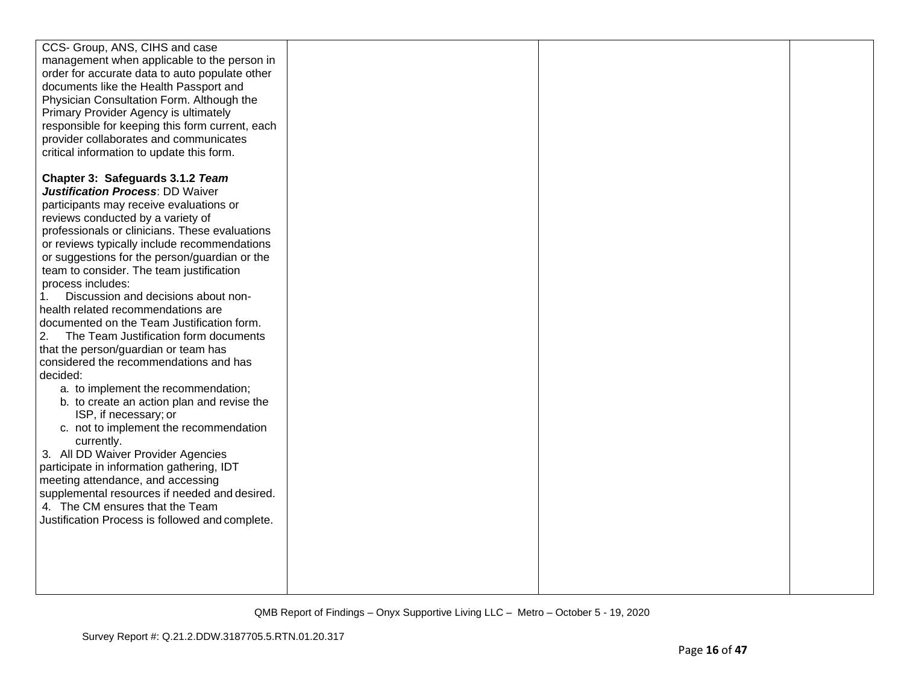| | | | |
|---|---|---|---|
| CCS- Group, ANS, CIHS and case management when applicable to the person in order for accurate data to auto populate other documents like the Health Passport and Physician Consultation Form. Although the Primary Provider Agency is ultimately responsible for keeping this form current, each provider collaborates and communicates critical information to update this form.<br><br>**Chapter 3: Safeguards 3.1.2 *Team Justification Process***: DD Waiver participants may receive evaluations or reviews conducted by a variety of professionals or clinicians. These evaluations or reviews typically include recommendations or suggestions for the person/guardian or the team to consider. The team justification process includes:<br>1. Discussion and decisions about non-health related recommendations are documented on the Team Justification form.<br>2. The Team Justification form documents that the person/guardian or team has considered the recommendations and has decided:<br>a. to implement the recommendation;<br>b. to create an action plan and revise the ISP, if necessary; or<br>c. not to implement the recommendation currently.<br>3. All DD Waiver Provider Agencies participate in information gathering, IDT meeting attendance, and accessing supplemental resources if needed and desired.<br>4. The CM ensures that the Team Justification Process is followed and complete. | | | |

QMB Report of Findings – Onyx Supportive Living LLC – Metro – October 5 - 19, 2020

Survey Report #: Q.21.2.DDW.3187705.5.RTN.01.20.317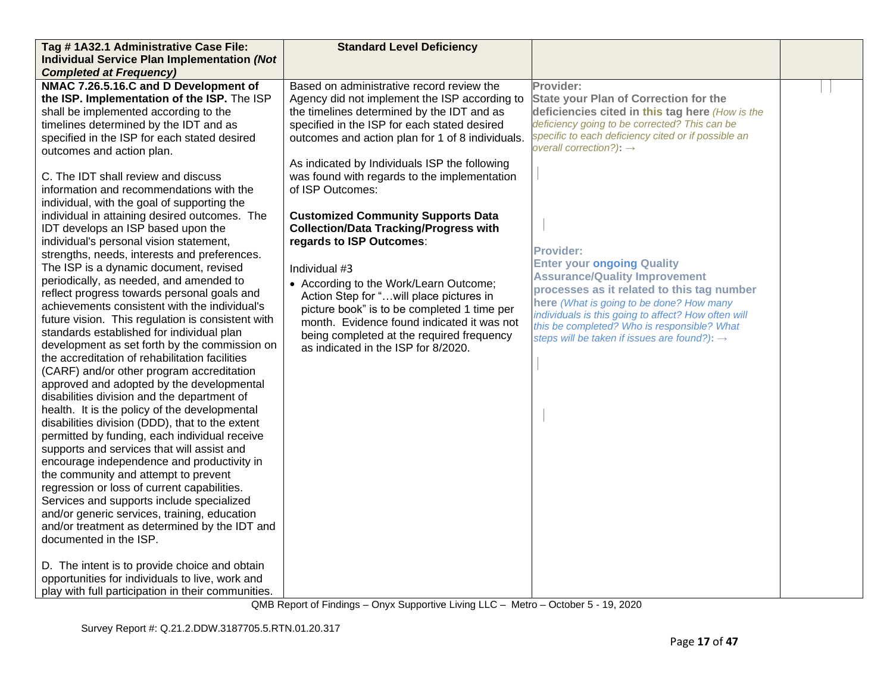| Tag # 1A32.1 Administrative Case File: Individual Service Plan Implementation *(Not Completed at Frequency)* | Standard Level Deficiency | | |
|---|---|---|---|
| **NMAC 7.26.5.16.C and D Development of the ISP. Implementation of the ISP.** The ISP shall be implemented according to the timelines determined by the IDT and as specified in the ISP for each stated desired outcomes and action plan.<br><br>C. The IDT shall review and discuss information and recommendations with the individual, with the goal of supporting the individual in attaining desired outcomes. The IDT develops an ISP based upon the individual's personal vision statement, strengths, needs, interests and preferences. The ISP is a dynamic document, revised periodically, as needed, and amended to reflect progress towards personal goals and achievements consistent with the individual's future vision. This regulation is consistent with standards established for individual plan development as set forth by the commission on the accreditation of rehabilitation facilities (CARF) and/or other program accreditation approved and adopted by the developmental disabilities division and the department of health. It is the policy of the developmental disabilities division (DDD), that to the extent permitted by funding, each individual receive supports and services that will assist and encourage independence and productivity in the community and attempt to prevent regression or loss of current capabilities. Services and supports include specialized and/or generic services, training, education and/or treatment as determined by the IDT and documented in the ISP.<br><br>D. The intent is to provide choice and obtain opportunities for individuals to live, work and play with full participation in their communities. | Based on administrative record review the Agency did not implement the ISP according to the timelines determined by the IDT and as specified in the ISP for each stated desired outcomes and action plan for 1 of 8 individuals.<br><br>As indicated by Individuals ISP the following was found with regards to the implementation of ISP Outcomes:<br><br>**Customized Community Supports Data Collection/Data Tracking/Progress with regards to ISP Outcomes**:<br><br>Individual #3<br>• According to the Work/Learn Outcome; Action Step for "…will place pictures in picture book" is to be completed 1 time per month. Evidence found indicated it was not being completed at the required frequency as indicated in the ISP for 8/2020. | **Provider:**<br>**State your Plan of Correction for the deficiencies cited in this tag here** *(How is the deficiency going to be corrected? This can be specific to each deficiency cited or if possible an overall correction?)*: →<br><br>**Provider:**<br>**Enter your ongoing Quality Assurance/Quality Improvement processes as it related to this tag number here** *(What is going to be done? How many individuals is this going to affect? How often will this be completed? Who is responsible? What steps will be taken if issues are found?)*: → | |

QMB Report of Findings – Onyx Supportive Living LLC – Metro – October 5 - 19, 2020

Survey Report #: Q.21.2.DDW.3187705.5.RTN.01.20.317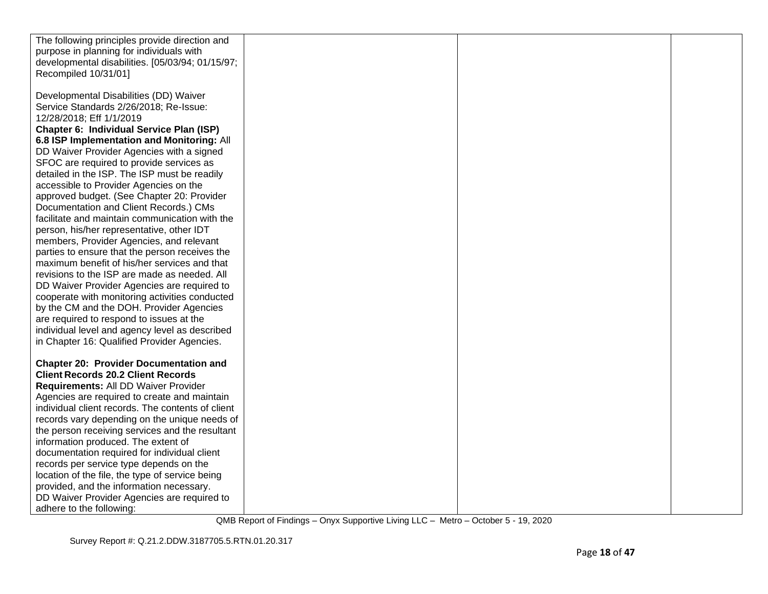| | | | |
|---|---|---|---|
| The following principles provide direction and purpose in planning for individuals with developmental disabilities. [05/03/94; 01/15/97; Recompiled 10/31/01]<br><br>Developmental Disabilities (DD) Waiver Service Standards 2/26/2018; Re-Issue: 12/28/2018; Eff 1/1/2019<br>**Chapter 6: Individual Service Plan (ISP)**<br>**6.8 ISP Implementation and Monitoring:** All DD Waiver Provider Agencies with a signed SFOC are required to provide services as detailed in the ISP. The ISP must be readily accessible to Provider Agencies on the approved budget. (See Chapter 20: Provider Documentation and Client Records.) CMs facilitate and maintain communication with the person, his/her representative, other IDT members, Provider Agencies, and relevant parties to ensure that the person receives the maximum benefit of his/her services and that revisions to the ISP are made as needed. All DD Waiver Provider Agencies are required to cooperate with monitoring activities conducted by the CM and the DOH. Provider Agencies are required to respond to issues at the individual level and agency level as described in Chapter 16: Qualified Provider Agencies.<br><br>**Chapter 20: Provider Documentation and Client Records 20.2 Client Records Requirements:** All DD Waiver Provider Agencies are required to create and maintain individual client records. The contents of client records vary depending on the unique needs of the person receiving services and the resultant information produced. The extent of documentation required for individual client records per service type depends on the location of the file, the type of service being provided, and the information necessary.<br>DD Waiver Provider Agencies are required to adhere to the following: | | | |

QMB Report of Findings – Onyx Supportive Living LLC – Metro – October 5 - 19, 2020

Survey Report #: Q.21.2.DDW.3187705.5.RTN.01.20.317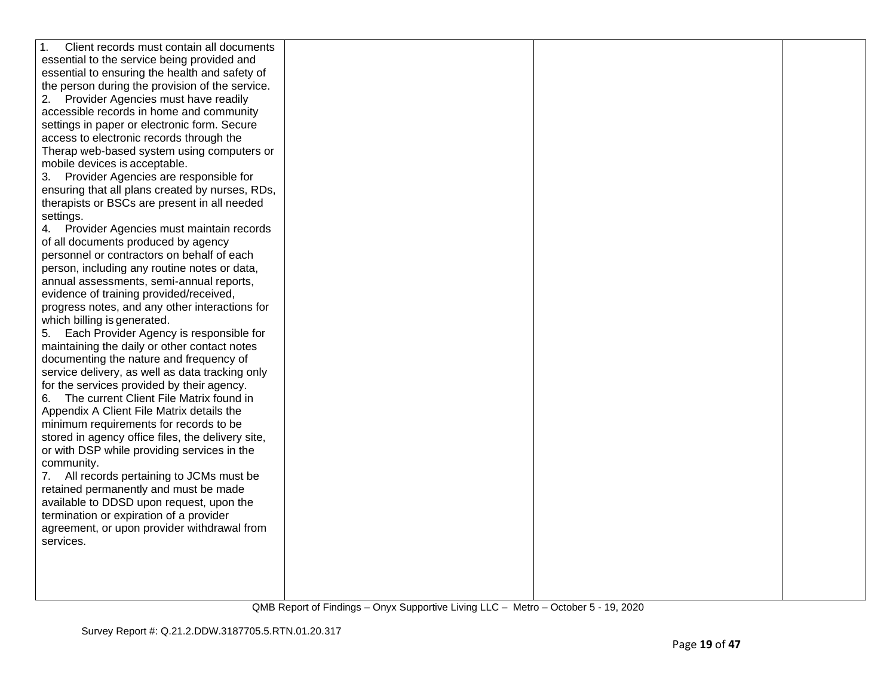| | | | |
|---|---|---|---|
| 1. Client records must contain all documents essential to the service being provided and essential to ensuring the health and safety of the person during the provision of the service.<br>2. Provider Agencies must have readily accessible records in home and community settings in paper or electronic form. Secure access to electronic records through the Therap web-based system using computers or mobile devices is acceptable.<br>3. Provider Agencies are responsible for ensuring that all plans created by nurses, RDs, therapists or BSCs are present in all needed settings.<br>4. Provider Agencies must maintain records of all documents produced by agency personnel or contractors on behalf of each person, including any routine notes or data, annual assessments, semi-annual reports, evidence of training provided/received, progress notes, and any other interactions for which billing is generated.<br>5. Each Provider Agency is responsible for maintaining the daily or other contact notes documenting the nature and frequency of service delivery, as well as data tracking only for the services provided by their agency.<br>6. The current Client File Matrix found in Appendix A Client File Matrix details the minimum requirements for records to be stored in agency office files, the delivery site, or with DSP while providing services in the community.<br>7. All records pertaining to JCMs must be retained permanently and must be made available to DDSD upon request, upon the termination or expiration of a provider agreement, or upon provider withdrawal from services. | | | |

QMB Report of Findings – Onyx Supportive Living LLC – Metro – October 5 - 19, 2020

Survey Report #: Q.21.2.DDW.3187705.5.RTN.01.20.317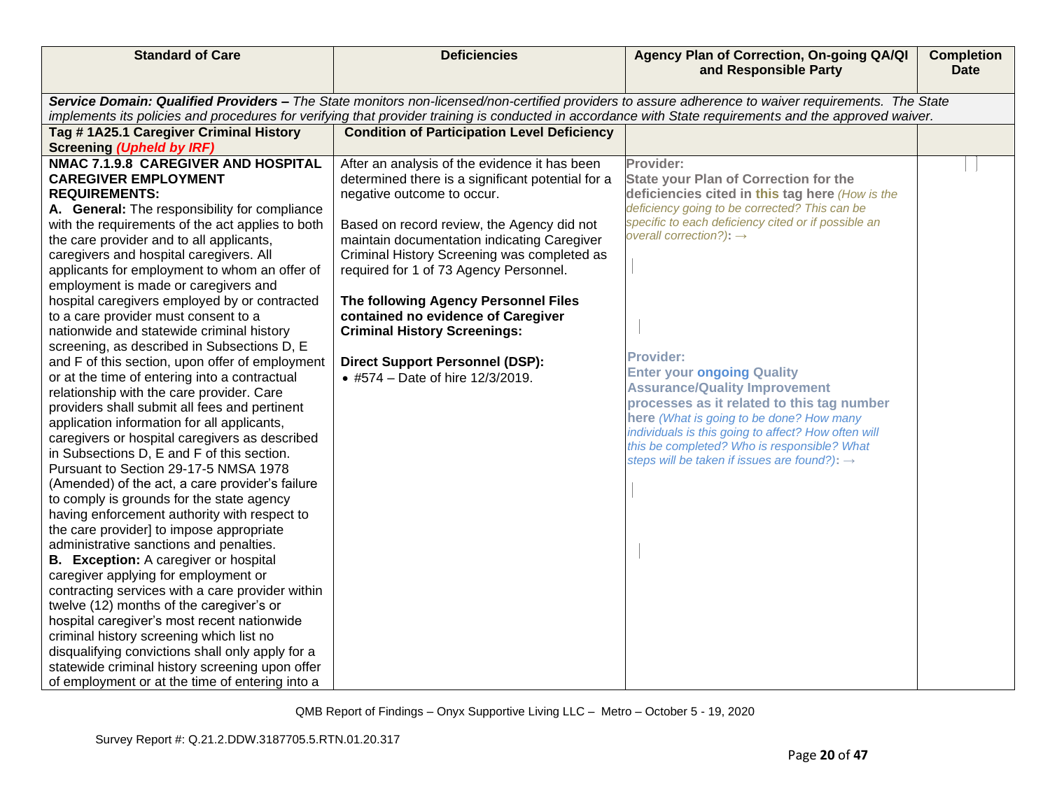| Standard of Care | Deficiencies | Agency Plan of Correction, On-going QA/QI and Responsible Party | Completion Date |
|---|---|---|---|
| ***Service Domain: Qualified Providers –*** *The State monitors non-licensed/non-certified providers to assure adherence to waiver requirements. The State implements its policies and procedures for verifying that provider training is conducted in accordance with State requirements and the approved waiver.* | | | |
| **Tag # 1A25.1 Caregiver Criminal History Screening *(Upheld by IRF)*** | **Condition of Participation Level Deficiency** | | |
| **NMAC 7.1.9.8 CAREGIVER AND HOSPITAL CAREGIVER EMPLOYMENT REQUIREMENTS:**<br>**A. General:** The responsibility for compliance with the requirements of the act applies to both the care provider and to all applicants, caregivers and hospital caregivers. All applicants for employment to whom an offer of employment is made or caregivers and hospital caregivers employed by or contracted to a care provider must consent to a nationwide and statewide criminal history screening, as described in Subsections D, E and F of this section, upon offer of employment or at the time of entering into a contractual relationship with the care provider. Care providers shall submit all fees and pertinent application information for all applicants, caregivers or hospital caregivers as described in Subsections D, E and F of this section. Pursuant to Section 29-17-5 NMSA 1978 (Amended) of the act, a care provider's failure to comply is grounds for the state agency having enforcement authority with respect to the care provider] to impose appropriate administrative sanctions and penalties.<br>**B. Exception:** A caregiver or hospital caregiver applying for employment or contracting services with a care provider within twelve (12) months of the caregiver's or hospital caregiver's most recent nationwide criminal history screening which list no disqualifying convictions shall only apply for a statewide criminal history screening upon offer of employment or at the time of entering into a | After an analysis of the evidence it has been determined there is a significant potential for a negative outcome to occur.<br><br>Based on record review, the Agency did not maintain documentation indicating Caregiver Criminal History Screening was completed as required for 1 of 73 Agency Personnel.<br><br>**The following Agency Personnel Files contained no evidence of Caregiver Criminal History Screenings:**<br><br>**Direct Support Personnel (DSP):**<br>• #574 – Date of hire 12/3/2019. | **Provider:**<br>**State your Plan of Correction for the deficiencies cited in this tag here** *(How is the deficiency going to be corrected? This can be specific to each deficiency cited or if possible an overall correction?)*: →<br><br><br><br><br>**Provider:**<br>**Enter your ongoing Quality Assurance/Quality Improvement processes as it related to this tag number here** *(What is going to be done? How many individuals is this going to affect? How often will this be completed? Who is responsible? What steps will be taken if issues are found?)*: → | |

QMB Report of Findings – Onyx Supportive Living LLC – Metro – October 5 - 19, 2020

Survey Report #: Q.21.2.DDW.3187705.5.RTN.01.20.317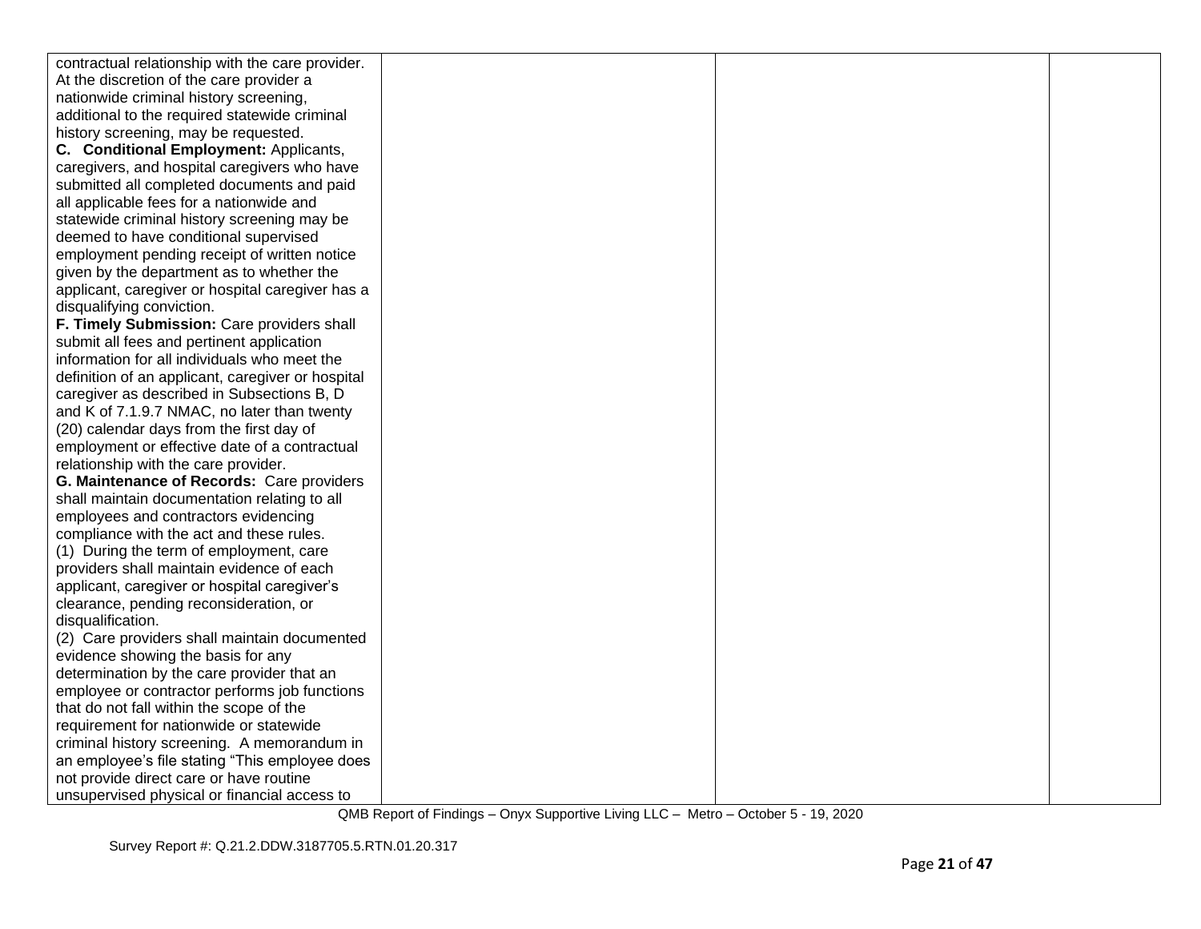| | | | |
|---|---|---|---|
| contractual relationship with the care provider. At the discretion of the care provider a nationwide criminal history screening, additional to the required statewide criminal history screening, may be requested.<br>**C. Conditional Employment:** Applicants, caregivers, and hospital caregivers who have submitted all completed documents and paid all applicable fees for a nationwide and statewide criminal history screening may be deemed to have conditional supervised employment pending receipt of written notice given by the department as to whether the applicant, caregiver or hospital caregiver has a disqualifying conviction.<br>**F. Timely Submission:** Care providers shall submit all fees and pertinent application information for all individuals who meet the definition of an applicant, caregiver or hospital caregiver as described in Subsections B, D and K of 7.1.9.7 NMAC, no later than twenty (20) calendar days from the first day of employment or effective date of a contractual relationship with the care provider.<br>**G. Maintenance of Records:** Care providers shall maintain documentation relating to all employees and contractors evidencing compliance with the act and these rules.<br>(1) During the term of employment, care providers shall maintain evidence of each applicant, caregiver or hospital caregiver's clearance, pending reconsideration, or disqualification.<br>(2) Care providers shall maintain documented evidence showing the basis for any determination by the care provider that an employee or contractor performs job functions that do not fall within the scope of the requirement for nationwide or statewide criminal history screening. A memorandum in an employee's file stating "This employee does not provide direct care or have routine unsupervised physical or financial access to | | | |

QMB Report of Findings – Onyx Supportive Living LLC – Metro – October 5 - 19, 2020

Survey Report #: Q.21.2.DDW.3187705.5.RTN.01.20.317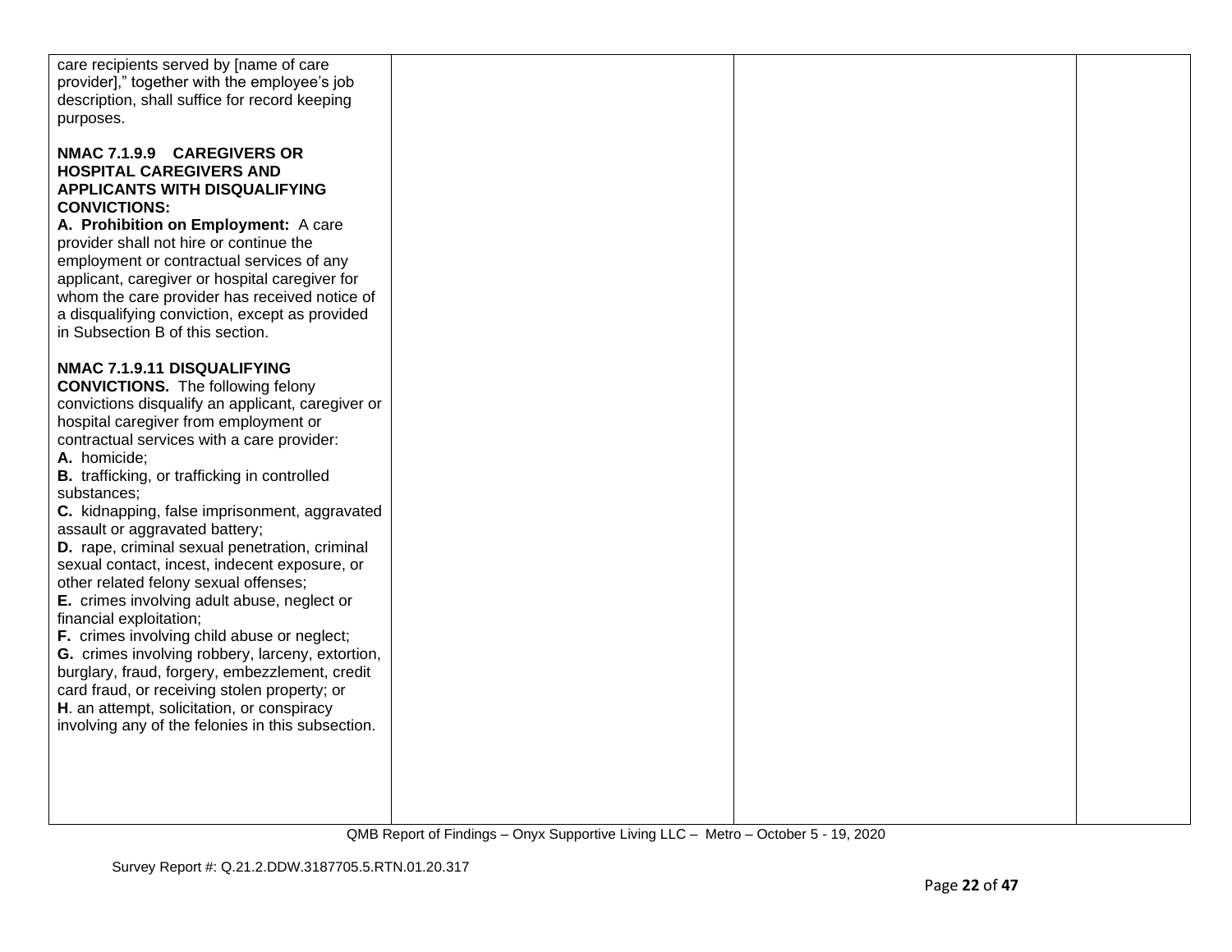| | | | |
|---|---|---|---|
| care recipients served by [name of care provider]," together with the employee's job description, shall suffice for record keeping purposes.<br><br>**NMAC 7.1.9.9 CAREGIVERS OR HOSPITAL CAREGIVERS AND APPLICANTS WITH DISQUALIFYING CONVICTIONS:**<br>**A. Prohibition on Employment:** A care provider shall not hire or continue the employment or contractual services of any applicant, caregiver or hospital caregiver for whom the care provider has received notice of a disqualifying conviction, except as provided in Subsection B of this section.<br><br>**NMAC 7.1.9.11 DISQUALIFYING CONVICTIONS.** The following felony convictions disqualify an applicant, caregiver or hospital caregiver from employment or contractual services with a care provider:<br>**A.** homicide;<br>**B.** trafficking, or trafficking in controlled substances;<br>**C.** kidnapping, false imprisonment, aggravated assault or aggravated battery;<br>**D.** rape, criminal sexual penetration, criminal sexual contact, incest, indecent exposure, or other related felony sexual offenses;<br>**E.** crimes involving adult abuse, neglect or financial exploitation;<br>**F.** crimes involving child abuse or neglect;<br>**G.** crimes involving robbery, larceny, extortion, burglary, fraud, forgery, embezzlement, credit card fraud, or receiving stolen property; or<br>**H**. an attempt, solicitation, or conspiracy involving any of the felonies in this subsection. | | | |

QMB Report of Findings – Onyx Supportive Living LLC – Metro – October 5 - 19, 2020

Survey Report #: Q.21.2.DDW.3187705.5.RTN.01.20.317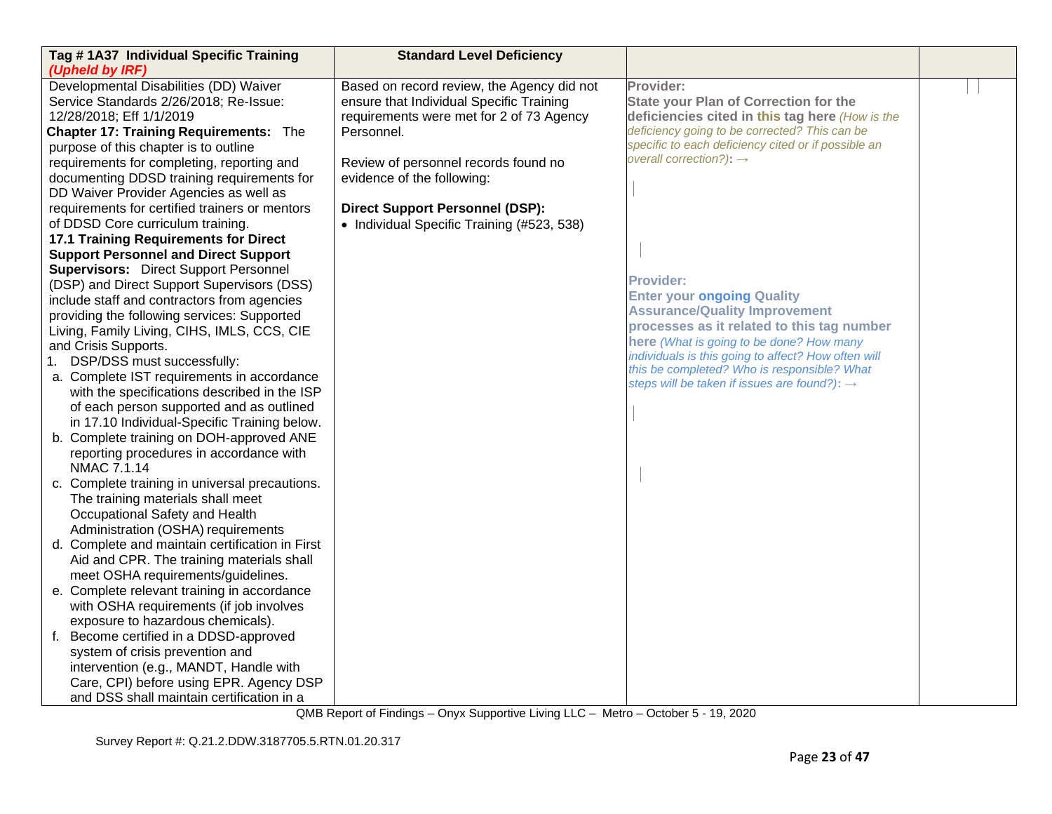| Tag # 1A37 Individual Specific Training *(Upheld by IRF)* | Standard Level Deficiency | | |
|---|---|---|---|
| Developmental Disabilities (DD) Waiver Service Standards 2/26/2018; Re-Issue: 12/28/2018; Eff 1/1/2019<br>**Chapter 17: Training Requirements:** The purpose of this chapter is to outline requirements for completing, reporting and documenting DDSD training requirements for DD Waiver Provider Agencies as well as requirements for certified trainers or mentors of DDSD Core curriculum training.<br>**17.1 Training Requirements for Direct Support Personnel and Direct Support Supervisors:** Direct Support Personnel (DSP) and Direct Support Supervisors (DSS) include staff and contractors from agencies providing the following services: Supported Living, Family Living, CIHS, IMLS, CCS, CIE and Crisis Supports.<br>1. DSP/DSS must successfully:<br>a. Complete IST requirements in accordance with the specifications described in the ISP of each person supported and as outlined in 17.10 Individual-Specific Training below.<br>b. Complete training on DOH-approved ANE reporting procedures in accordance with NMAC 7.1.14<br>c. Complete training in universal precautions. The training materials shall meet Occupational Safety and Health Administration (OSHA) requirements<br>d. Complete and maintain certification in First Aid and CPR. The training materials shall meet OSHA requirements/guidelines.<br>e. Complete relevant training in accordance with OSHA requirements (if job involves exposure to hazardous chemicals).<br>f. Become certified in a DDSD-approved system of crisis prevention and intervention (e.g., MANDT, Handle with Care, CPI) before using EPR. Agency DSP and DSS shall maintain certification in a | Based on record review, the Agency did not ensure that Individual Specific Training requirements were met for 2 of 73 Agency Personnel.<br><br>Review of personnel records found no evidence of the following:<br><br>**Direct Support Personnel (DSP):**<br>• Individual Specific Training (#523, 538) | **Provider:**<br>**State your Plan of Correction for the deficiencies cited in this tag here** *(How is the deficiency going to be corrected? This can be specific to each deficiency cited or if possible an overall correction?):* →<br><br>**Provider:**<br>**Enter your ongoing Quality Assurance/Quality Improvement processes as it related to this tag number here** *(What is going to be done? How many individuals is this going to affect? How often will this be completed? Who is responsible? What steps will be taken if issues are found?):* → | |

QMB Report of Findings – Onyx Supportive Living LLC – Metro – October 5 - 19, 2020

Survey Report #: Q.21.2.DDW.3187705.5.RTN.01.20.317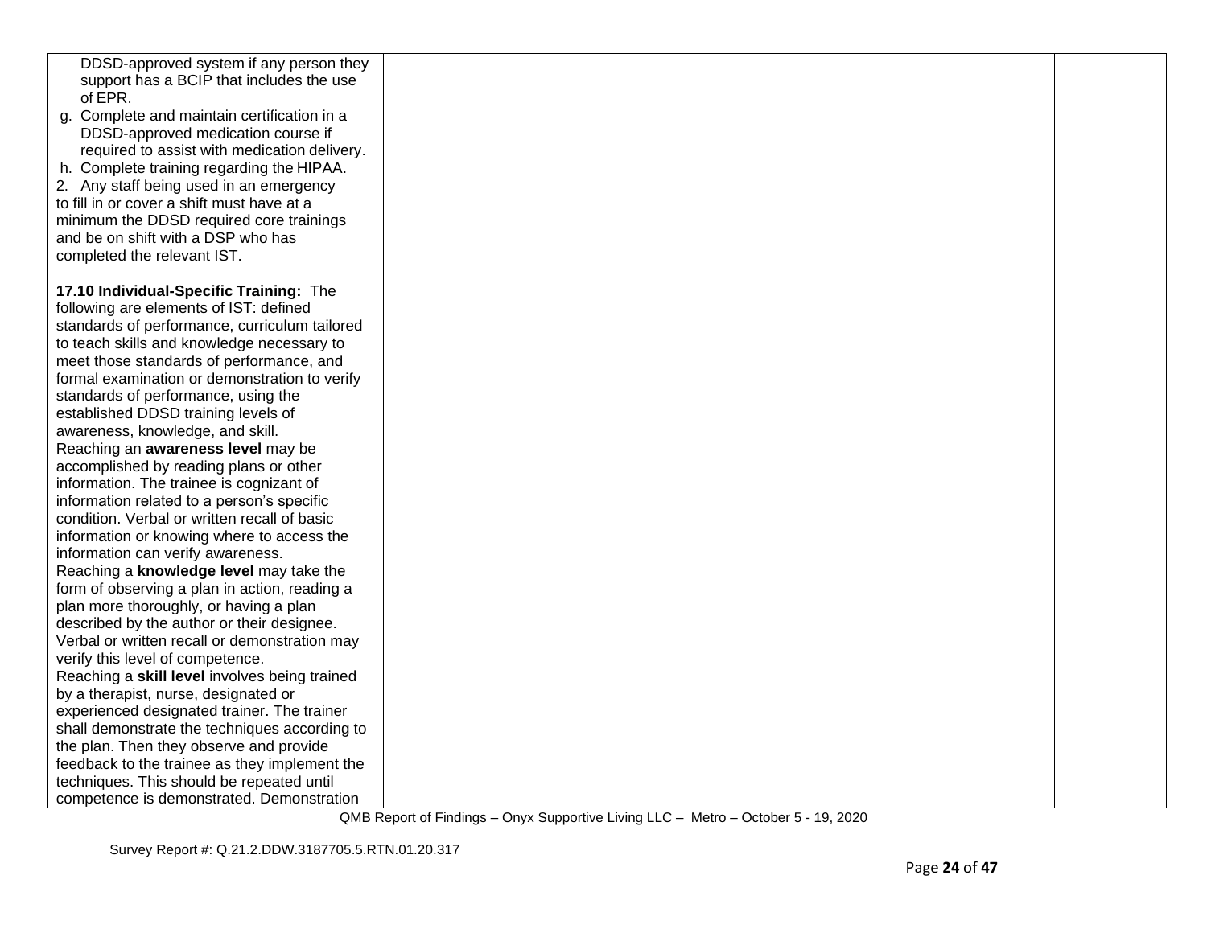| | | | |
|---|---|---|---|
| DDSD-approved system if any person they support has a BCIP that includes the use of EPR.<br>g. Complete and maintain certification in a DDSD-approved medication course if required to assist with medication delivery.<br>h. Complete training regarding the HIPAA.<br>2. Any staff being used in an emergency to fill in or cover a shift must have at a minimum the DDSD required core trainings and be on shift with a DSP who has completed the relevant IST.<br><br>**17.10 Individual-Specific Training:** The following are elements of IST: defined standards of performance, curriculum tailored to teach skills and knowledge necessary to meet those standards of performance, and formal examination or demonstration to verify standards of performance, using the established DDSD training levels of awareness, knowledge, and skill.<br>Reaching an **awareness level** may be accomplished by reading plans or other information. The trainee is cognizant of information related to a person's specific condition. Verbal or written recall of basic information or knowing where to access the information can verify awareness.<br>Reaching a **knowledge level** may take the form of observing a plan in action, reading a plan more thoroughly, or having a plan described by the author or their designee. Verbal or written recall or demonstration may verify this level of competence.<br>Reaching a **skill level** involves being trained by a therapist, nurse, designated or experienced designated trainer. The trainer shall demonstrate the techniques according to the plan. Then they observe and provide feedback to the trainee as they implement the techniques. This should be repeated until competence is demonstrated. Demonstration | | | |

QMB Report of Findings – Onyx Supportive Living LLC – Metro – October 5 - 19, 2020

Survey Report #: Q.21.2.DDW.3187705.5.RTN.01.20.317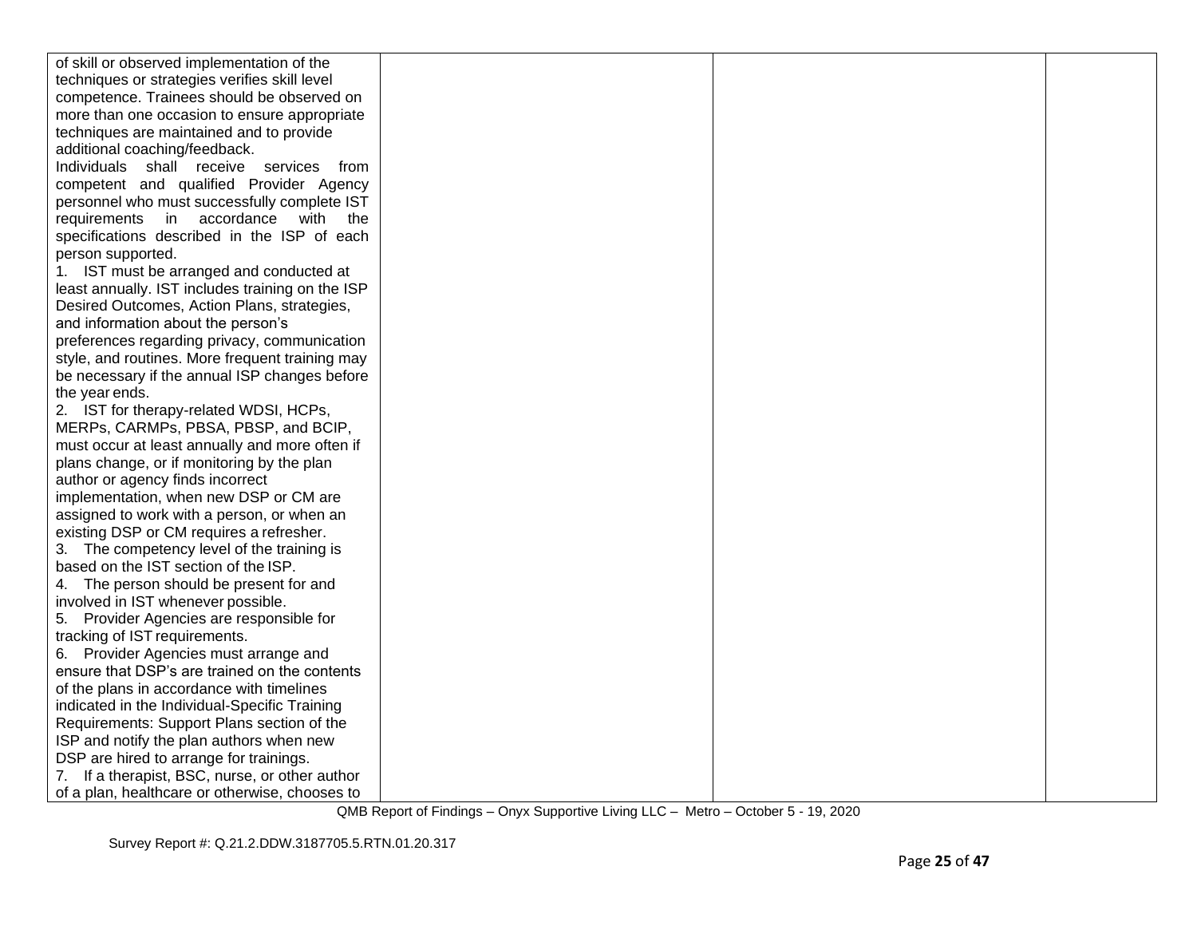| | | | |
|---|---|---|---|
| of skill or observed implementation of the techniques or strategies verifies skill level competence. Trainees should be observed on more than one occasion to ensure appropriate techniques are maintained and to provide additional coaching/feedback.<br>Individuals shall receive services from competent and qualified Provider Agency personnel who must successfully complete IST requirements in accordance with the specifications described in the ISP of each person supported.<br>1. IST must be arranged and conducted at least annually. IST includes training on the ISP Desired Outcomes, Action Plans, strategies, and information about the person's preferences regarding privacy, communication style, and routines. More frequent training may be necessary if the annual ISP changes before the year ends.<br>2. IST for therapy-related WDSI, HCPs, MERPs, CARMPs, PBSA, PBSP, and BCIP, must occur at least annually and more often if plans change, or if monitoring by the plan author or agency finds incorrect implementation, when new DSP or CM are assigned to work with a person, or when an existing DSP or CM requires a refresher.<br>3. The competency level of the training is based on the IST section of the ISP.<br>4. The person should be present for and involved in IST whenever possible.<br>5. Provider Agencies are responsible for tracking of IST requirements.<br>6. Provider Agencies must arrange and ensure that DSP's are trained on the contents of the plans in accordance with timelines indicated in the Individual-Specific Training Requirements: Support Plans section of the ISP and notify the plan authors when new DSP are hired to arrange for trainings.<br>7. If a therapist, BSC, nurse, or other author of a plan, healthcare or otherwise, chooses to | | | |

QMB Report of Findings – Onyx Supportive Living LLC – Metro – October 5 - 19, 2020

Survey Report #: Q.21.2.DDW.3187705.5.RTN.01.20.317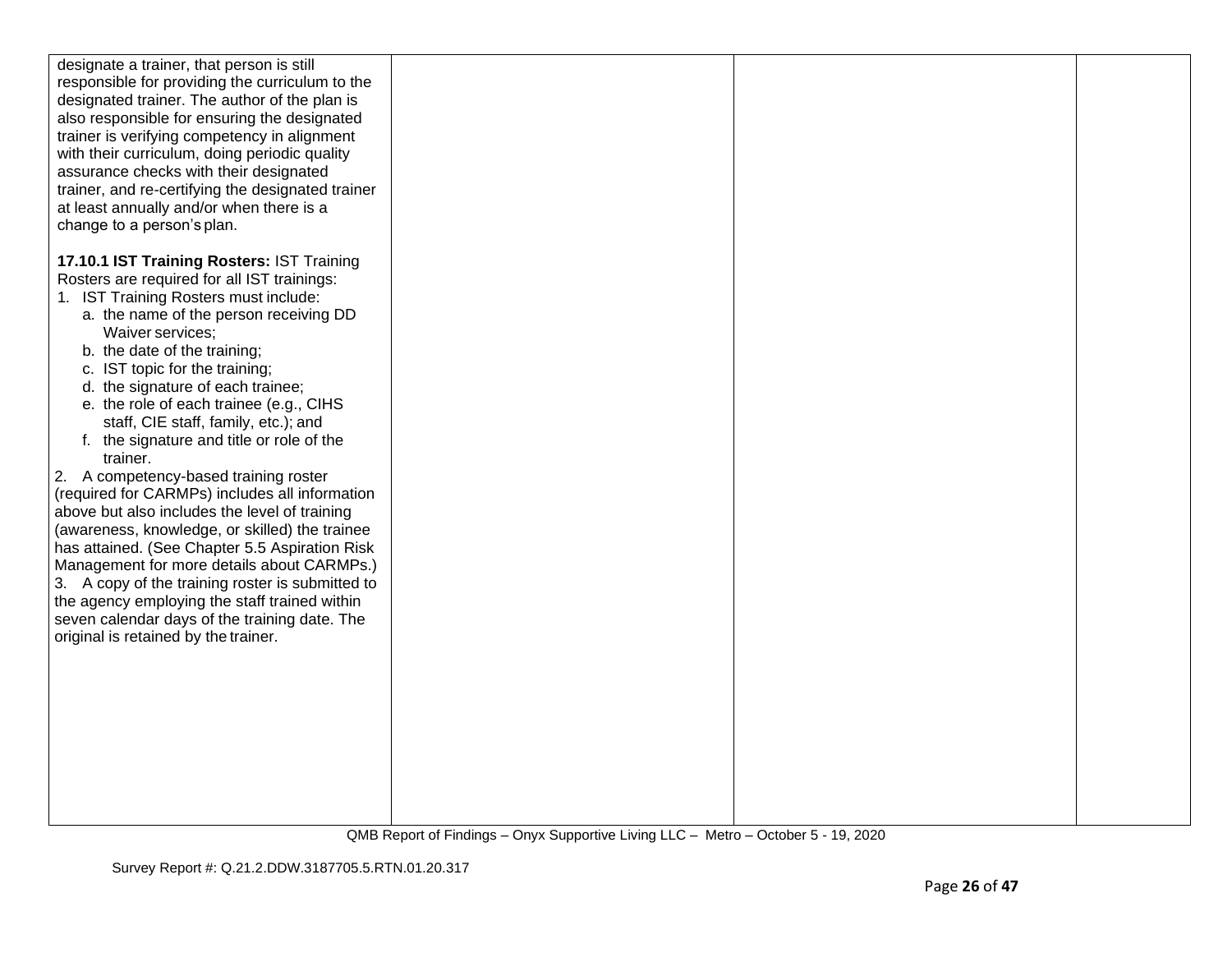| | | | |
|---|---|---|---|
| designate a trainer, that person is still responsible for providing the curriculum to the designated trainer. The author of the plan is also responsible for ensuring the designated trainer is verifying competency in alignment with their curriculum, doing periodic quality assurance checks with their designated trainer, and re-certifying the designated trainer at least annually and/or when there is a change to a person's plan.<br><br>**17.10.1 IST Training Rosters:** IST Training Rosters are required for all IST trainings:<br>1. IST Training Rosters must include:<br>a. the name of the person receiving DD Waiver services;<br>b. the date of the training;<br>c. IST topic for the training;<br>d. the signature of each trainee;<br>e. the role of each trainee (e.g., CIHS staff, CIE staff, family, etc.); and<br>f. the signature and title or role of the trainer.<br>2. A competency-based training roster (required for CARMPs) includes all information above but also includes the level of training (awareness, knowledge, or skilled) the trainee has attained. (See Chapter 5.5 Aspiration Risk Management for more details about CARMPs.)<br>3. A copy of the training roster is submitted to the agency employing the staff trained within seven calendar days of the training date. The original is retained by the trainer. | | | |

QMB Report of Findings – Onyx Supportive Living LLC – Metro – October 5 - 19, 2020

Survey Report #: Q.21.2.DDW.3187705.5.RTN.01.20.317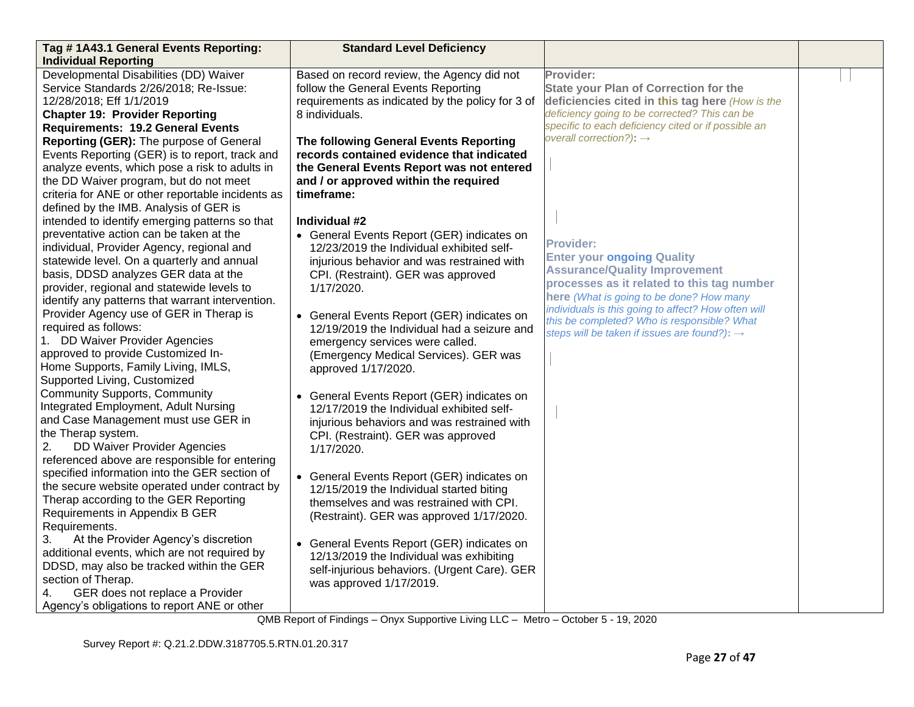| Tag # 1A43.1 General Events Reporting: Individual Reporting | Standard Level Deficiency | | |
|---|---|---|---|
| Developmental Disabilities (DD) Waiver Service Standards 2/26/2018; Re-Issue: 12/28/2018; Eff 1/1/2019<br>**Chapter 19: Provider Reporting Requirements: 19.2 General Events Reporting (GER):** The purpose of General Events Reporting (GER) is to report, track and analyze events, which pose a risk to adults in the DD Waiver program, but do not meet criteria for ANE or other reportable incidents as defined by the IMB. Analysis of GER is intended to identify emerging patterns so that preventative action can be taken at the individual, Provider Agency, regional and statewide level. On a quarterly and annual basis, DDSD analyzes GER data at the provider, regional and statewide levels to identify any patterns that warrant intervention. Provider Agency use of GER in Therap is required as follows:<br>1. DD Waiver Provider Agencies approved to provide Customized In-Home Supports, Family Living, IMLS, Supported Living, Customized Community Supports, Community Integrated Employment, Adult Nursing and Case Management must use GER in the Therap system.<br>2. DD Waiver Provider Agencies referenced above are responsible for entering specified information into the GER section of the secure website operated under contract by Therap according to the GER Reporting Requirements in Appendix B GER Requirements.<br>3. At the Provider Agency's discretion additional events, which are not required by DDSD, may also be tracked within the GER section of Therap.<br>4. GER does not replace a Provider Agency's obligations to report ANE or other | Based on record review, the Agency did not follow the General Events Reporting requirements as indicated by the policy for 3 of 8 individuals.<br><br>**The following General Events Reporting records contained evidence that indicated the General Events Report was not entered and / or approved within the required timeframe:**<br><br>**Individual #2**<br>• General Events Report (GER) indicates on 12/23/2019 the Individual exhibited self-injurious behavior and was restrained with CPI. (Restraint). GER was approved 1/17/2020.<br><br>• General Events Report (GER) indicates on 12/19/2019 the Individual had a seizure and emergency services were called. (Emergency Medical Services). GER was approved 1/17/2020.<br><br>• General Events Report (GER) indicates on 12/17/2019 the Individual exhibited self-injurious behaviors and was restrained with CPI. (Restraint). GER was approved 1/17/2020.<br><br>• General Events Report (GER) indicates on 12/15/2019 the Individual started biting themselves and was restrained with CPI. (Restraint). GER was approved 1/17/2020.<br><br>• General Events Report (GER) indicates on 12/13/2019 the Individual was exhibiting self-injurious behaviors. (Urgent Care). GER was approved 1/17/2019. | **Provider:**<br>**State your Plan of Correction for the deficiencies cited in this tag here** *(How is the deficiency going to be corrected? This can be specific to each deficiency cited or if possible an overall correction?)*: →<br><br>**Provider:**<br>**Enter your ongoing Quality Assurance/Quality Improvement processes as it related to this tag number here** *(What is going to be done? How many individuals is this going to affect? How often will this be completed? Who is responsible? What steps will be taken if issues are found?)*: → | |

QMB Report of Findings – Onyx Supportive Living LLC – Metro – October 5 - 19, 2020

Survey Report #: Q.21.2.DDW.3187705.5.RTN.01.20.317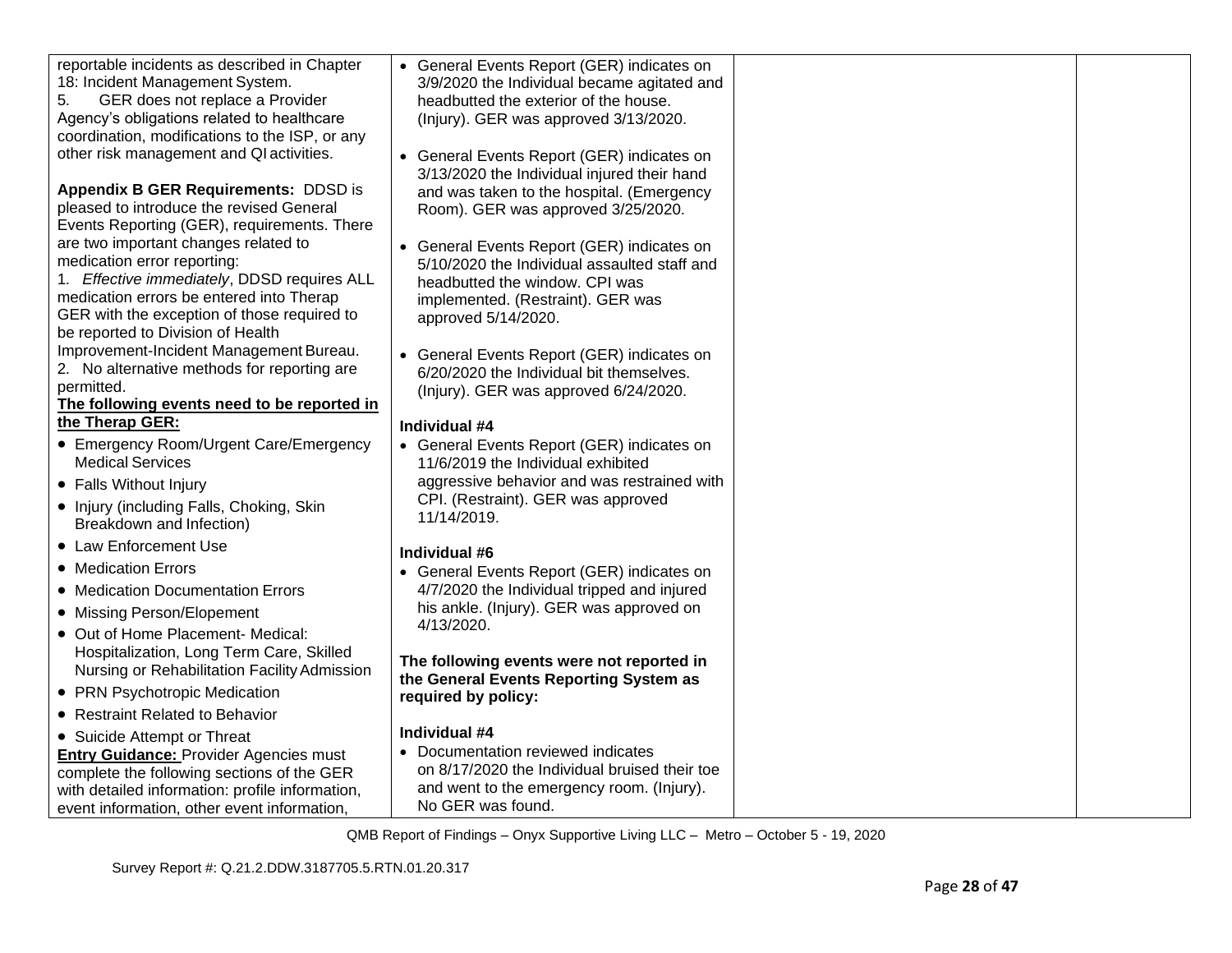| | | | |
|---|---|---|---|
| reportable incidents as described in Chapter 18: Incident Management System.<br>5. GER does not replace a Provider Agency's obligations related to healthcare coordination, modifications to the ISP, or any other risk management and QI activities.<br><br>**Appendix B GER Requirements:** DDSD is pleased to introduce the revised General Events Reporting (GER), requirements. There are two important changes related to medication error reporting:<br>1. *Effective immediately*, DDSD requires ALL medication errors be entered into Therap GER with the exception of those required to be reported to Division of Health Improvement-Incident Management Bureau.<br>2. No alternative methods for reporting are permitted.<br>**The following events need to be reported in the Therap GER:**<br>• Emergency Room/Urgent Care/Emergency Medical Services<br>• Falls Without Injury<br>• Injury (including Falls, Choking, Skin Breakdown and Infection)<br>• Law Enforcement Use<br>• Medication Errors<br>• Medication Documentation Errors<br>• Missing Person/Elopement<br>• Out of Home Placement- Medical: Hospitalization, Long Term Care, Skilled Nursing or Rehabilitation Facility Admission<br>• PRN Psychotropic Medication<br>• Restraint Related to Behavior<br>• Suicide Attempt or Threat<br>**Entry Guidance:** Provider Agencies must complete the following sections of the GER with detailed information: profile information, event information, other event information, | • General Events Report (GER) indicates on 3/9/2020 the Individual became agitated and headbutted the exterior of the house. (Injury). GER was approved 3/13/2020.<br><br>• General Events Report (GER) indicates on 3/13/2020 the Individual injured their hand and was taken to the hospital. (Emergency Room). GER was approved 3/25/2020.<br><br>• General Events Report (GER) indicates on 5/10/2020 the Individual assaulted staff and headbutted the window. CPI was implemented. (Restraint). GER was approved 5/14/2020.<br><br>• General Events Report (GER) indicates on 6/20/2020 the Individual bit themselves. (Injury). GER was approved 6/24/2020.<br><br>**Individual #4**<br>• General Events Report (GER) indicates on 11/6/2019 the Individual exhibited aggressive behavior and was restrained with CPI. (Restraint). GER was approved 11/14/2019.<br><br>**Individual #6**<br>• General Events Report (GER) indicates on 4/7/2020 the Individual tripped and injured his ankle. (Injury). GER was approved on 4/13/2020.<br><br>**The following events were not reported in the General Events Reporting System as required by policy:**<br><br>**Individual #4**<br>• Documentation reviewed indicates on 8/17/2020 the Individual bruised their toe and went to the emergency room. (Injury). No GER was found. | | |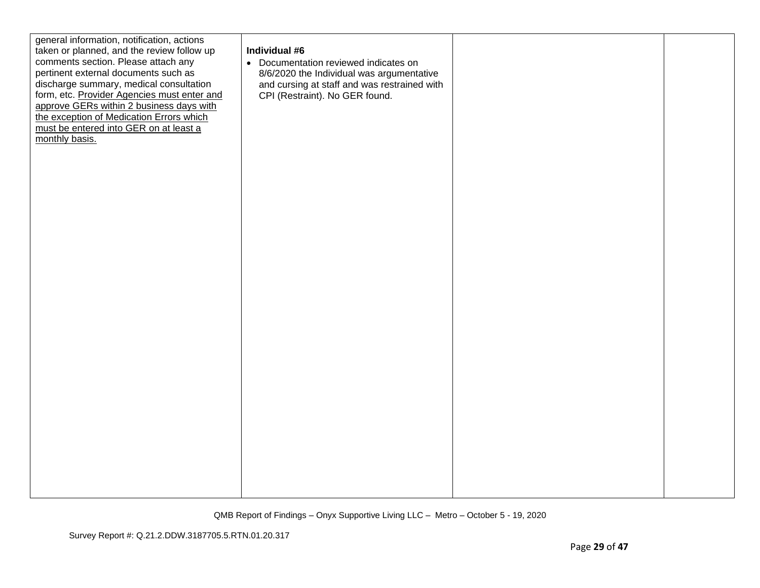| | | | |
|---|---|---|---|
| general information, notification, actions taken or planned, and the review follow up comments section. Please attach any pertinent external documents such as discharge summary, medical consultation form, etc. Provider Agencies must enter and approve GERs within 2 business days with the exception of Medication Errors which must be entered into GER on at least a monthly basis. | **Individual #6**<br>• Documentation reviewed indicates on 8/6/2020 the Individual was argumentative and cursing at staff and was restrained with CPI (Restraint). No GER found. | | |

QMB Report of Findings – Onyx Supportive Living LLC – Metro – October 5 - 19, 2020

Survey Report #: Q.21.2.DDW.3187705.5.RTN.01.20.317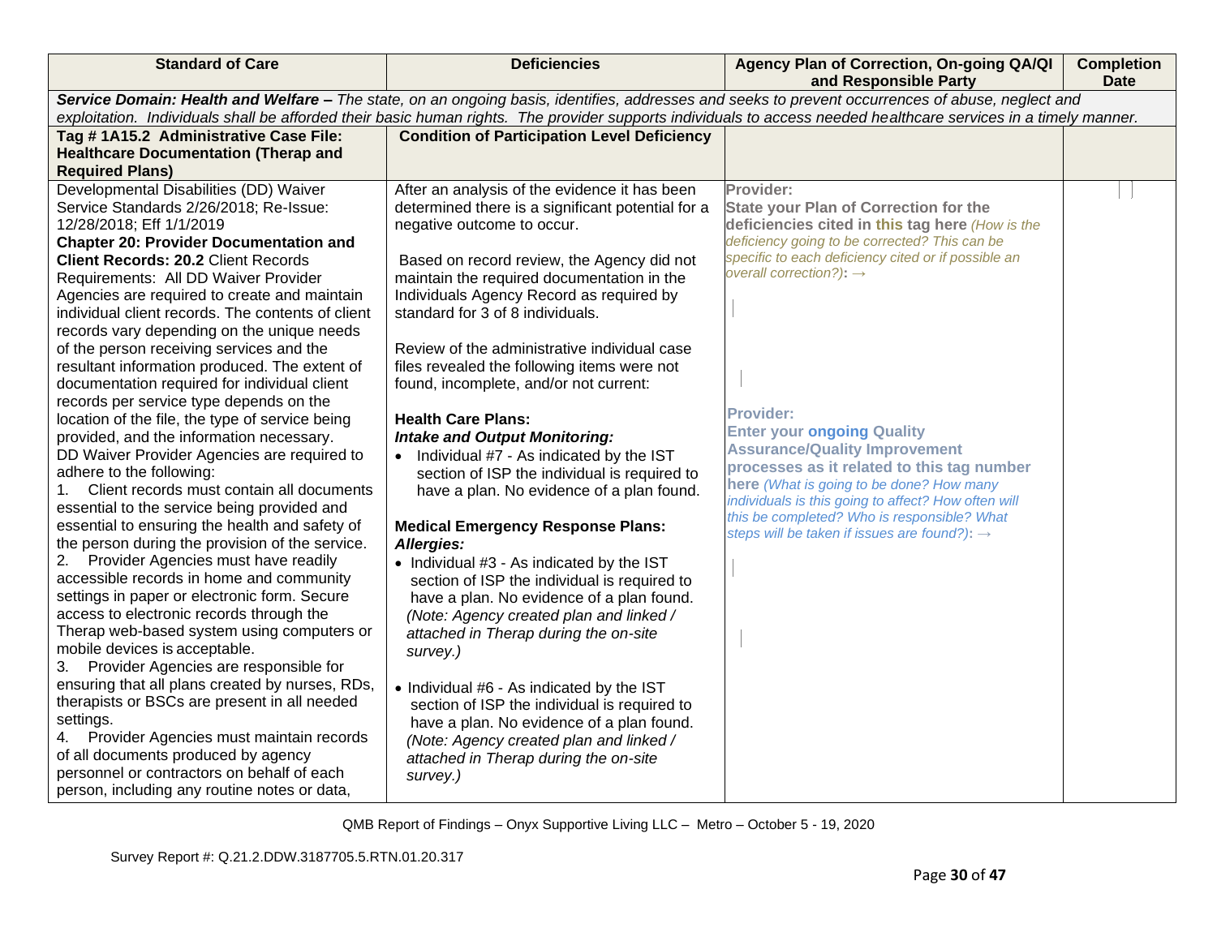| Standard of Care | Deficiencies | Agency Plan of Correction, On-going QA/QI and Responsible Party | Completion Date |
|---|---|---|---|
| ***Service Domain: Health and Welfare –*** *The state, on an ongoing basis, identifies, addresses and seeks to prevent occurrences of abuse, neglect and exploitation. Individuals shall be afforded their basic human rights. The provider supports individuals to access needed healthcare services in a timely manner.* | | | |
| **Tag # 1A15.2 Administrative Case File: Healthcare Documentation (Therap and Required Plans)** | **Condition of Participation Level Deficiency** | | |
| Developmental Disabilities (DD) Waiver Service Standards 2/26/2018; Re-Issue: 12/28/2018; Eff 1/1/2019<br>**Chapter 20: Provider Documentation and Client Records: 20.2** Client Records Requirements: All DD Waiver Provider Agencies are required to create and maintain individual client records. The contents of client records vary depending on the unique needs of the person receiving services and the resultant information produced. The extent of documentation required for individual client records per service type depends on the location of the file, the type of service being provided, and the information necessary.<br>DD Waiver Provider Agencies are required to adhere to the following:<br>1. Client records must contain all documents essential to the service being provided and essential to ensuring the health and safety of the person during the provision of the service.<br>2. Provider Agencies must have readily accessible records in home and community settings in paper or electronic form. Secure access to electronic records through the Therap web-based system using computers or mobile devices is acceptable.<br>3. Provider Agencies are responsible for ensuring that all plans created by nurses, RDs, therapists or BSCs are present in all needed settings.<br>4. Provider Agencies must maintain records of all documents produced by agency personnel or contractors on behalf of each person, including any routine notes or data, | After an analysis of the evidence it has been determined there is a significant potential for a negative outcome to occur.<br><br>Based on record review, the Agency did not maintain the required documentation in the Individuals Agency Record as required by standard for 3 of 8 individuals.<br><br>Review of the administrative individual case files revealed the following items were not found, incomplete, and/or not current:<br><br>**Health Care Plans:**<br>***Intake and Output Monitoring:***<br>• Individual #7 - As indicated by the IST section of ISP the individual is required to have a plan. No evidence of a plan found.<br><br>**Medical Emergency Response Plans:**<br>***Allergies:***<br>• Individual #3 - As indicated by the IST section of ISP the individual is required to have a plan. No evidence of a plan found. *(Note: Agency created plan and linked / attached in Therap during the on-site survey.)*<br><br>• Individual #6 - As indicated by the IST section of ISP the individual is required to have a plan. No evidence of a plan found. *(Note: Agency created plan and linked / attached in Therap during the on-site survey.)* | **Provider:**<br>**State your Plan of Correction for the deficiencies cited in this tag here** *(How is the deficiency going to be corrected? This can be specific to each deficiency cited or if possible an overall correction?)*: →<br><br>**Provider:**<br>**Enter your ongoing Quality Assurance/Quality Improvement processes as it related to this tag number here** *(What is going to be done? How many individuals is this going to affect? How often will this be completed? Who is responsible? What steps will be taken if issues are found?)*: → | |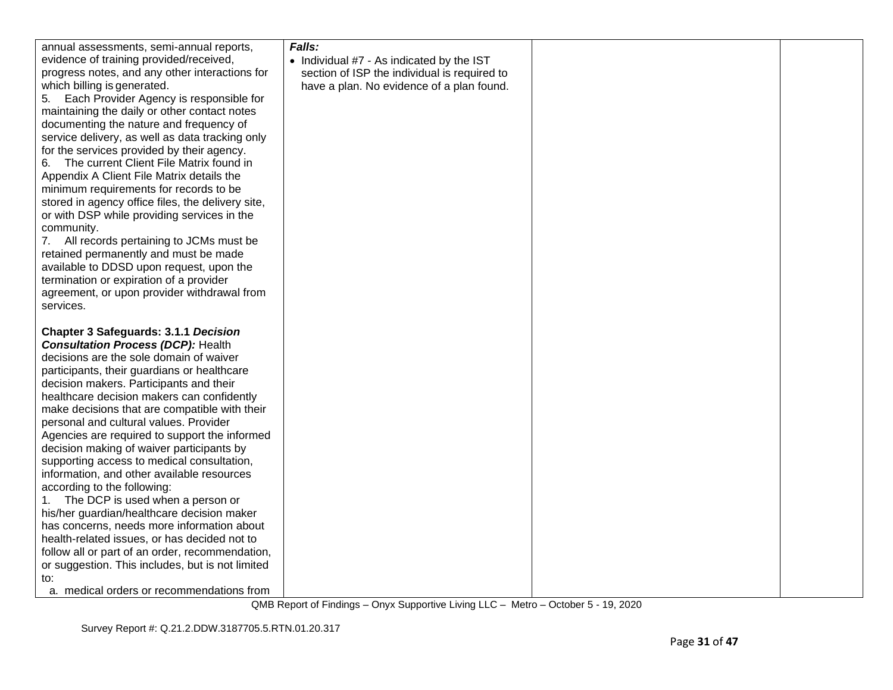| | | | |
|---|---|---|---|
| annual assessments, semi-annual reports, evidence of training provided/received, progress notes, and any other interactions for which billing is generated.<br>5. Each Provider Agency is responsible for maintaining the daily or other contact notes documenting the nature and frequency of service delivery, as well as data tracking only for the services provided by their agency.<br>6. The current Client File Matrix found in Appendix A Client File Matrix details the minimum requirements for records to be stored in agency office files, the delivery site, or with DSP while providing services in the community.<br>7. All records pertaining to JCMs must be retained permanently and must be made available to DDSD upon request, upon the termination or expiration of a provider agreement, or upon provider withdrawal from services.<br><br>**Chapter 3 Safeguards: 3.1.1 *Decision Consultation Process (DCP):*** Health decisions are the sole domain of waiver participants, their guardians or healthcare decision makers. Participants and their healthcare decision makers can confidently make decisions that are compatible with their personal and cultural values. Provider Agencies are required to support the informed decision making of waiver participants by supporting access to medical consultation, information, and other available resources according to the following:<br>1. The DCP is used when a person or his/her guardian/healthcare decision maker has concerns, needs more information about health-related issues, or has decided not to follow all or part of an order, recommendation, or suggestion. This includes, but is not limited to:<br>a. medical orders or recommendations from | ***Falls:***<br>• Individual #7 - As indicated by the IST section of ISP the individual is required to have a plan. No evidence of a plan found. | | |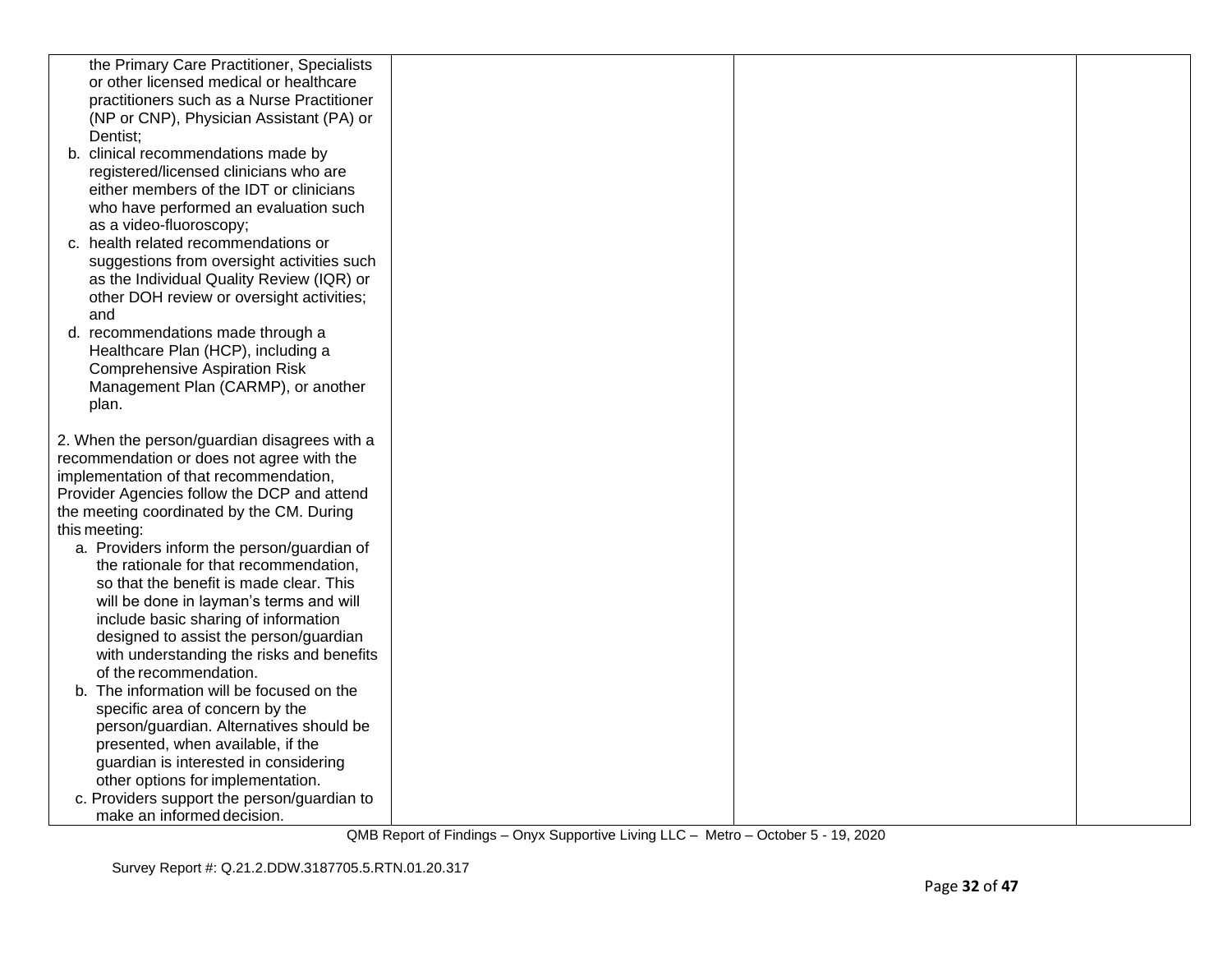| | | | |
|---|---|---|---|
| the Primary Care Practitioner, Specialists or other licensed medical or healthcare practitioners such as a Nurse Practitioner (NP or CNP), Physician Assistant (PA) or Dentist;<br>b. clinical recommendations made by registered/licensed clinicians who are either members of the IDT or clinicians who have performed an evaluation such as a video-fluoroscopy;<br>c. health related recommendations or suggestions from oversight activities such as the Individual Quality Review (IQR) or other DOH review or oversight activities; and<br>d. recommendations made through a Healthcare Plan (HCP), including a Comprehensive Aspiration Risk Management Plan (CARMP), or another plan.<br><br>2. When the person/guardian disagrees with a recommendation or does not agree with the implementation of that recommendation, Provider Agencies follow the DCP and attend the meeting coordinated by the CM. During this meeting:<br>a. Providers inform the person/guardian of the rationale for that recommendation, so that the benefit is made clear. This will be done in layman's terms and will include basic sharing of information designed to assist the person/guardian with understanding the risks and benefits of the recommendation.<br>b. The information will be focused on the specific area of concern by the person/guardian. Alternatives should be presented, when available, if the guardian is interested in considering other options for implementation.<br>c. Providers support the person/guardian to make an informed decision. | | | |

QMB Report of Findings – Onyx Supportive Living LLC – Metro – October 5 - 19, 2020

Survey Report #: Q.21.2.DDW.3187705.5.RTN.01.20.317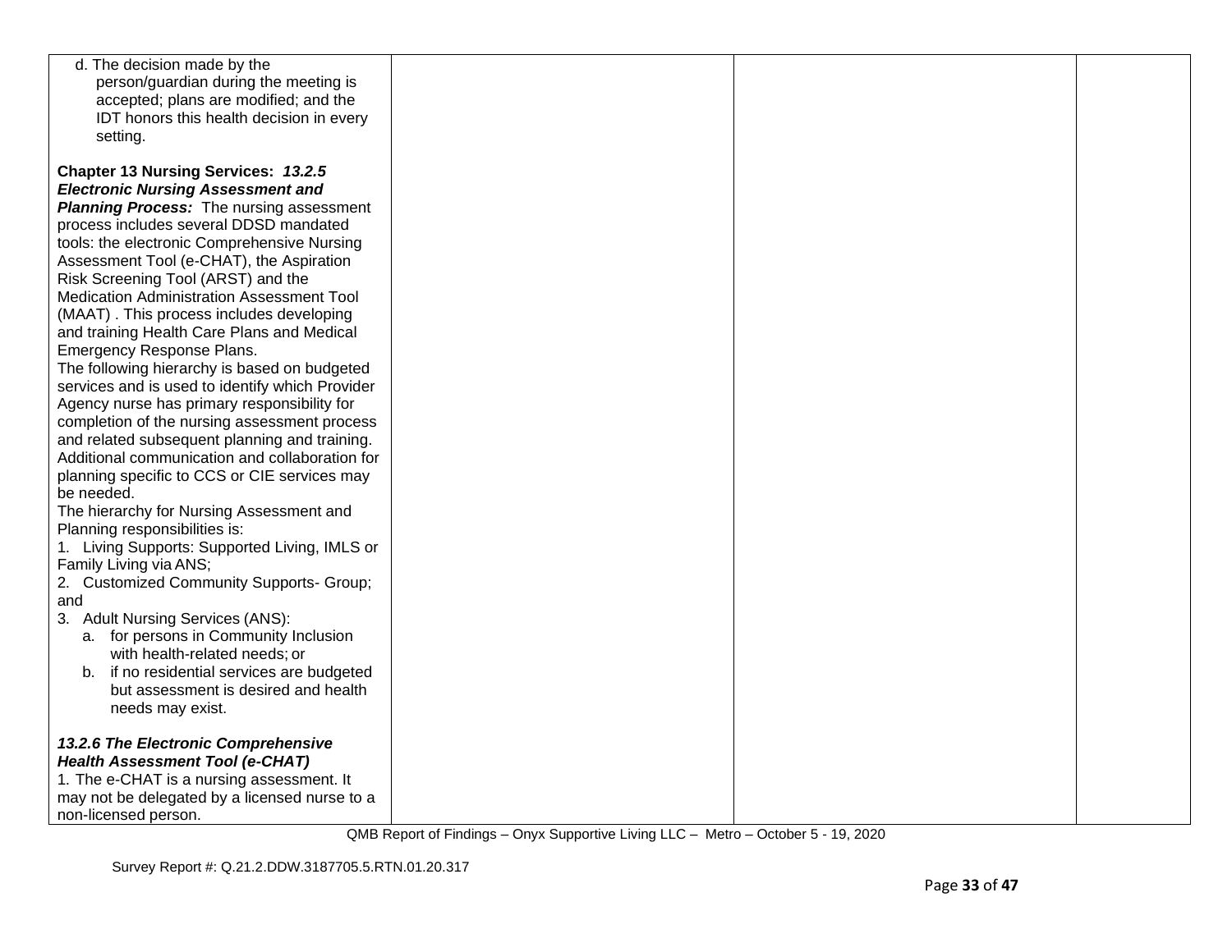| | | | |
|---|---|---|---|
| d. The decision made by the person/guardian during the meeting is accepted; plans are modified; and the IDT honors this health decision in every setting.<br><br>**Chapter 13 Nursing Services:** ***13.2.5 Electronic Nursing Assessment and Planning Process:*** The nursing assessment process includes several DDSD mandated tools: the electronic Comprehensive Nursing Assessment Tool (e-CHAT), the Aspiration Risk Screening Tool (ARST) and the Medication Administration Assessment Tool (MAAT) . This process includes developing and training Health Care Plans and Medical Emergency Response Plans.<br>The following hierarchy is based on budgeted services and is used to identify which Provider Agency nurse has primary responsibility for completion of the nursing assessment process and related subsequent planning and training. Additional communication and collaboration for planning specific to CCS or CIE services may be needed.<br>The hierarchy for Nursing Assessment and Planning responsibilities is:<br>1. Living Supports: Supported Living, IMLS or Family Living via ANS;<br>2. Customized Community Supports- Group; and<br>3. Adult Nursing Services (ANS):<br>a. for persons in Community Inclusion with health-related needs; or<br>b. if no residential services are budgeted but assessment is desired and health needs may exist.<br><br>***13.2.6 The Electronic Comprehensive Health Assessment Tool (e-CHAT)***<br>1. The e-CHAT is a nursing assessment. It may not be delegated by a licensed nurse to a non-licensed person. | | | |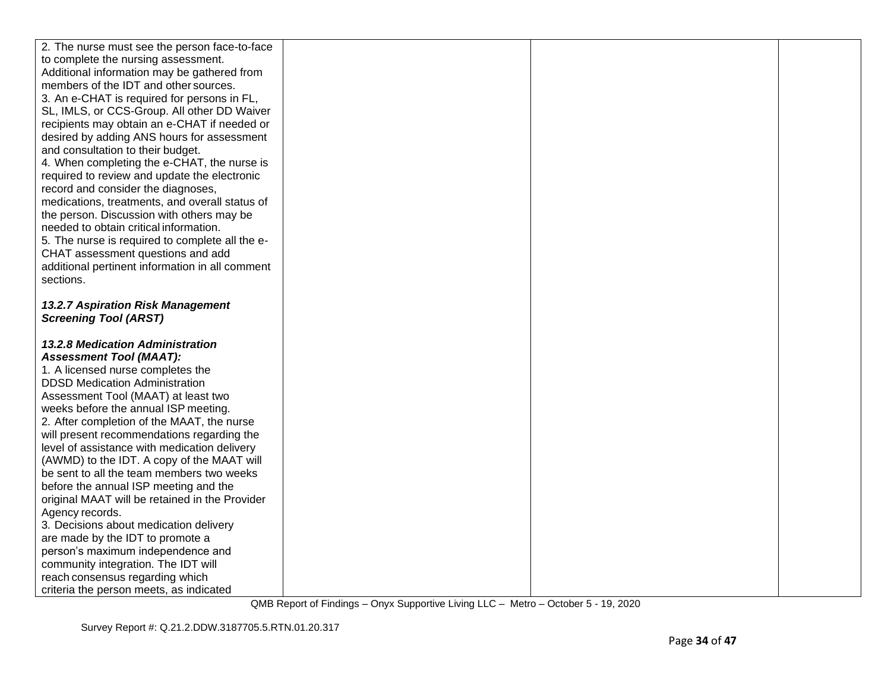| | | | |
|---|---|---|---|
| 2. The nurse must see the person face-to-face to complete the nursing assessment. Additional information may be gathered from members of the IDT and other sources.<br>3. An e-CHAT is required for persons in FL, SL, IMLS, or CCS-Group. All other DD Waiver recipients may obtain an e-CHAT if needed or desired by adding ANS hours for assessment and consultation to their budget.<br>4. When completing the e-CHAT, the nurse is required to review and update the electronic record and consider the diagnoses, medications, treatments, and overall status of the person. Discussion with others may be needed to obtain critical information.<br>5. The nurse is required to complete all the e-CHAT assessment questions and add additional pertinent information in all comment sections.<br><br>***13.2.7 Aspiration Risk Management Screening Tool (ARST)***<br><br>***13.2.8 Medication Administration Assessment Tool (MAAT):***<br>1. A licensed nurse completes the DDSD Medication Administration Assessment Tool (MAAT) at least two weeks before the annual ISP meeting.<br>2. After completion of the MAAT, the nurse will present recommendations regarding the level of assistance with medication delivery (AWMD) to the IDT. A copy of the MAAT will be sent to all the team members two weeks before the annual ISP meeting and the original MAAT will be retained in the Provider Agency records.<br>3. Decisions about medication delivery are made by the IDT to promote a person's maximum independence and community integration. The IDT will reach consensus regarding which criteria the person meets, as indicated | | | |

QMB Report of Findings – Onyx Supportive Living LLC – Metro – October 5 - 19, 2020

Survey Report #: Q.21.2.DDW.3187705.5.RTN.01.20.317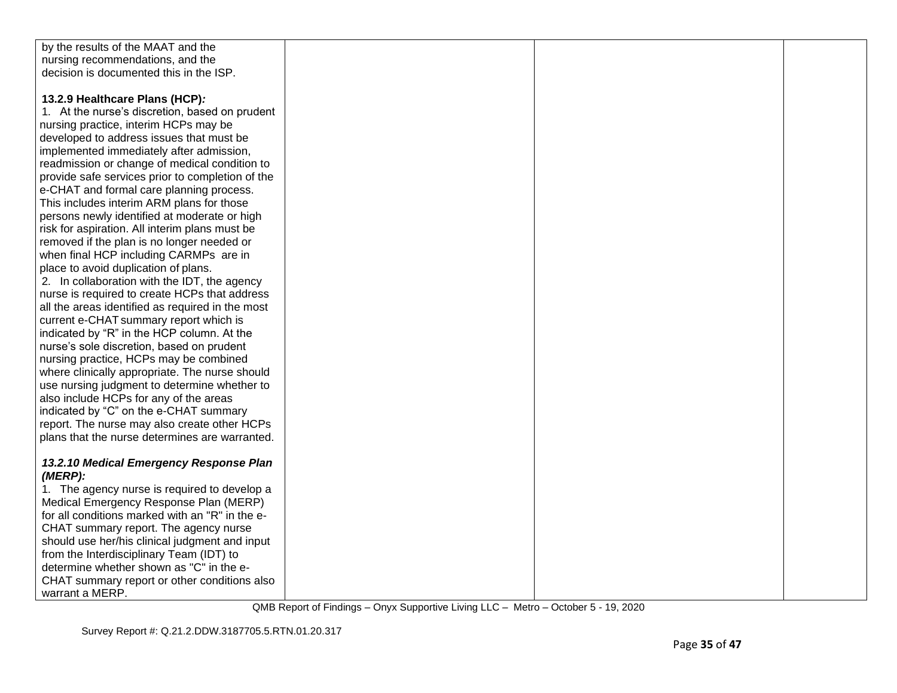| | | | |
|---|---|---|---|
| by the results of the MAAT and the nursing recommendations, and the decision is documented this in the ISP.<br><br>**13.2.9 Healthcare Plans (HCP)*:***<br>1. At the nurse's discretion, based on prudent nursing practice, interim HCPs may be developed to address issues that must be implemented immediately after admission, readmission or change of medical condition to provide safe services prior to completion of the e-CHAT and formal care planning process. This includes interim ARM plans for those persons newly identified at moderate or high risk for aspiration. All interim plans must be removed if the plan is no longer needed or when final HCP including CARMPs are in place to avoid duplication of plans.<br>2. In collaboration with the IDT, the agency nurse is required to create HCPs that address all the areas identified as required in the most current e-CHAT summary report which is indicated by "R" in the HCP column. At the nurse's sole discretion, based on prudent nursing practice, HCPs may be combined where clinically appropriate. The nurse should use nursing judgment to determine whether to also include HCPs for any of the areas indicated by "C" on the e-CHAT summary report. The nurse may also create other HCPs plans that the nurse determines are warranted.<br><br>***13.2.10 Medical Emergency Response Plan (MERP):***<br>1. The agency nurse is required to develop a Medical Emergency Response Plan (MERP) for all conditions marked with an "R" in the e-CHAT summary report. The agency nurse should use her/his clinical judgment and input from the Interdisciplinary Team (IDT) to determine whether shown as "C" in the e-CHAT summary report or other conditions also warrant a MERP. | | | |

QMB Report of Findings – Onyx Supportive Living LLC – Metro – October 5 - 19, 2020

Survey Report #: Q.21.2.DDW.3187705.5.RTN.01.20.317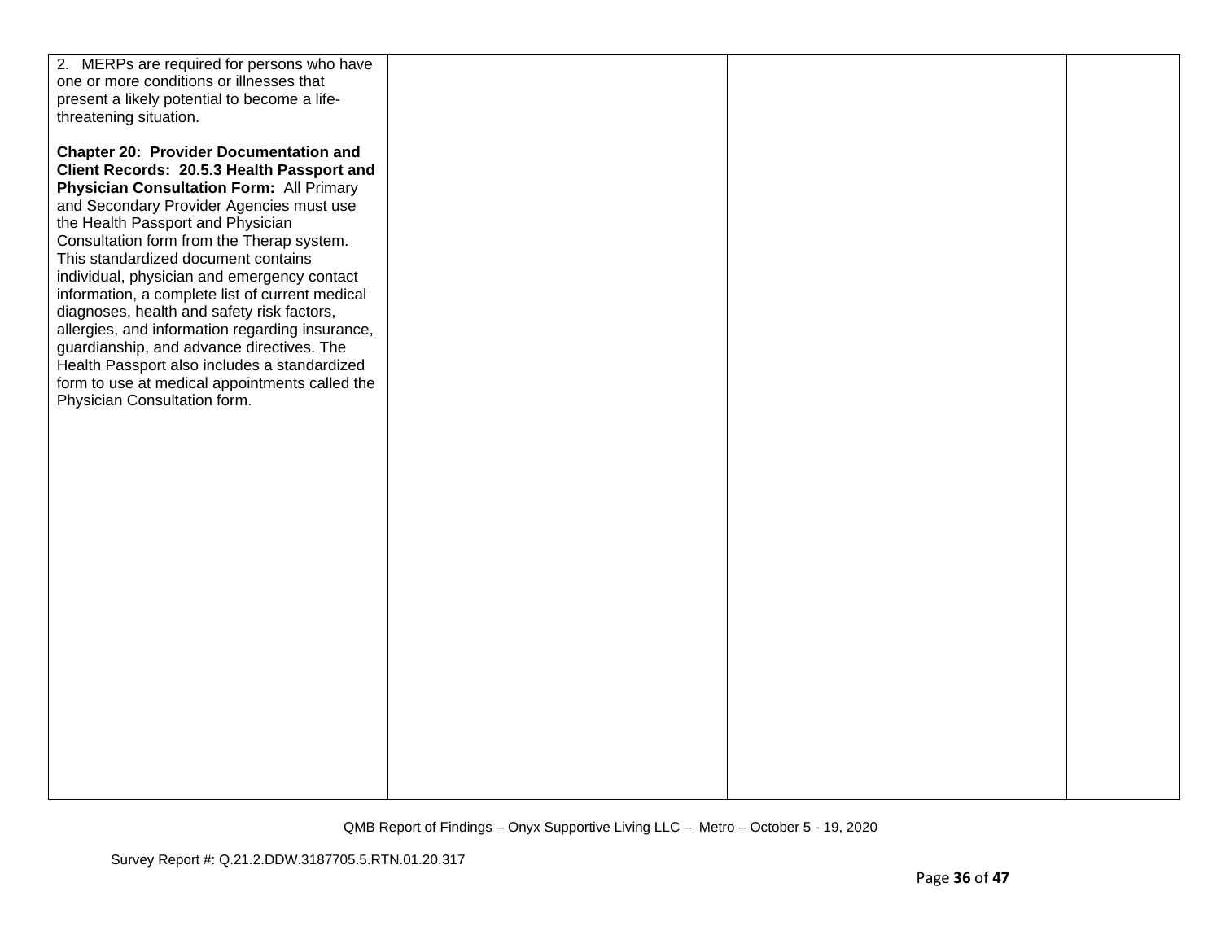| | | | |
|---|---|---|---|
| 2. MERPs are required for persons who have one or more conditions or illnesses that present a likely potential to become a life-threatening situation.<br><br>**Chapter 20: Provider Documentation and Client Records: 20.5.3 Health Passport and Physician Consultation Form:** All Primary and Secondary Provider Agencies must use the Health Passport and Physician Consultation form from the Therap system. This standardized document contains individual, physician and emergency contact information, a complete list of current medical diagnoses, health and safety risk factors, allergies, and information regarding insurance, guardianship, and advance directives. The Health Passport also includes a standardized form to use at medical appointments called the Physician Consultation form. | | | |

QMB Report of Findings – Onyx Supportive Living LLC – Metro – October 5 - 19, 2020

Survey Report #: Q.21.2.DDW.3187705.5.RTN.01.20.317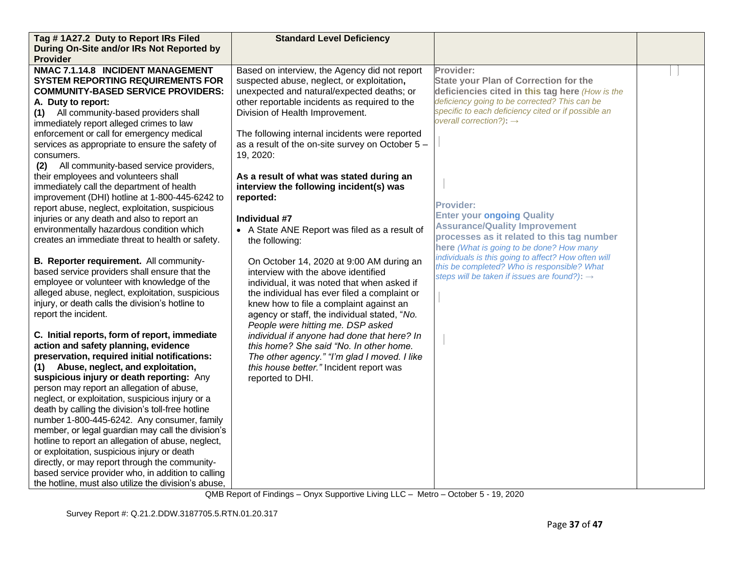| Tag # 1A27.2 Duty to Report IRs Filed During On-Site and/or IRs Not Reported by Provider | Standard Level Deficiency | | |
|---|---|---|---|
| **NMAC 7.1.14.8 INCIDENT MANAGEMENT SYSTEM REPORTING REQUIREMENTS FOR COMMUNITY-BASED SERVICE PROVIDERS:**<br>**A. Duty to report:**<br>**(1)** All community-based providers shall immediately report alleged crimes to law enforcement or call for emergency medical services as appropriate to ensure the safety of consumers.<br>**(2)** All community-based service providers, their employees and volunteers shall immediately call the department of health improvement (DHI) hotline at 1-800-445-6242 to report abuse, neglect, exploitation, suspicious injuries or any death and also to report an environmentally hazardous condition which creates an immediate threat to health or safety.<br><br>**B. Reporter requirement.** All community-based service providers shall ensure that the employee or volunteer with knowledge of the alleged abuse, neglect, exploitation, suspicious injury, or death calls the division's hotline to report the incident.<br><br>**C. Initial reports, form of report, immediate action and safety planning, evidence preservation, required initial notifications:**<br>**(1) Abuse, neglect, and exploitation, suspicious injury or death reporting:** Any person may report an allegation of abuse, neglect, or exploitation, suspicious injury or a death by calling the division's toll-free hotline number 1-800-445-6242. Any consumer, family member, or legal guardian may call the division's hotline to report an allegation of abuse, neglect, or exploitation, suspicious injury or death directly, or may report through the community-based service provider who, in addition to calling the hotline, must also utilize the division's abuse, | Based on interview, the Agency did not report suspected abuse, neglect, or exploitation**,** unexpected and natural/expected deaths; or other reportable incidents as required to the Division of Health Improvement.<br><br>The following internal incidents were reported as a result of the on-site survey on October 5 – 19, 2020:<br><br>**As a result of what was stated during an interview the following incident(s) was reported:**<br><br>**Individual #7**<br>• A State ANE Report was filed as a result of the following:<br><br>On October 14, 2020 at 9:00 AM during an interview with the above identified individual, it was noted that when asked if the individual has ever filed a complaint or knew how to file a complaint against an agency or staff, the individual stated, "*No. People were hitting me. DSP asked individual if anyone had done that here? In this home? She said "No. In other home. The other agency." "I'm glad I moved. I like this house better."* Incident report was reported to DHI. | **Provider:**<br>**State your Plan of Correction for the deficiencies cited in this tag here** *(How is the deficiency going to be corrected? This can be specific to each deficiency cited or if possible an overall correction?)*: →<br><br><br><br>**Provider:**<br>**Enter your ongoing Quality Assurance/Quality Improvement processes as it related to this tag number here** *(What is going to be done? How many individuals is this going to affect? How often will this be completed? Who is responsible? What steps will be taken if issues are found?)*: → | |

QMB Report of Findings – Onyx Supportive Living LLC – Metro – October 5 - 19, 2020

Survey Report #: Q.21.2.DDW.3187705.5.RTN.01.20.317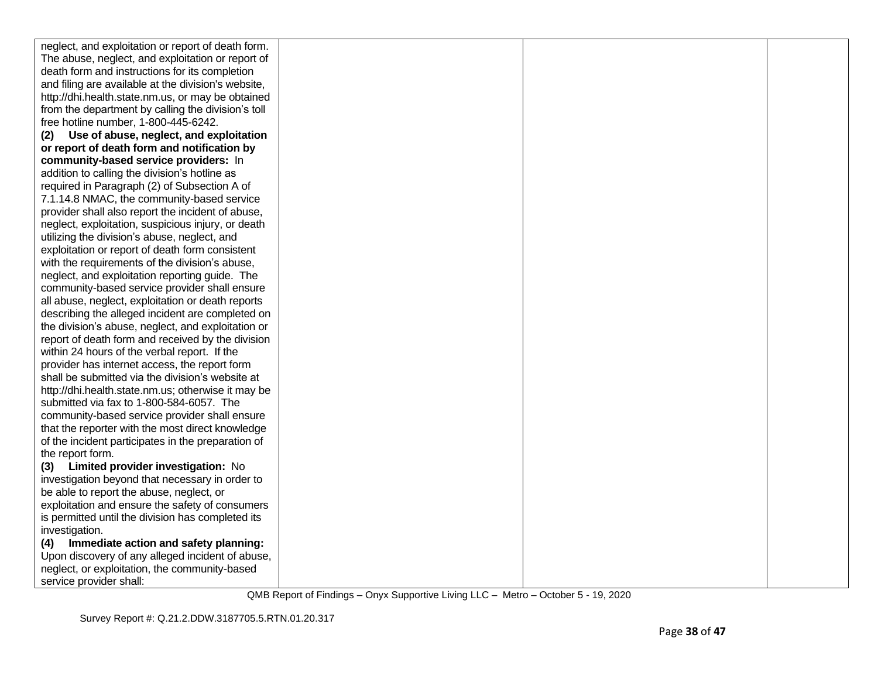| | | | |
|---|---|---|---|
| neglect, and exploitation or report of death form. The abuse, neglect, and exploitation or report of death form and instructions for its completion and filing are available at the division's website, http://dhi.health.state.nm.us, or may be obtained from the department by calling the division's toll free hotline number, 1-800-445-6242.<br>**(2) Use of abuse, neglect, and exploitation or report of death form and notification by community-based service providers:** In addition to calling the division's hotline as required in Paragraph (2) of Subsection A of 7.1.14.8 NMAC, the community-based service provider shall also report the incident of abuse, neglect, exploitation, suspicious injury, or death utilizing the division's abuse, neglect, and exploitation or report of death form consistent with the requirements of the division's abuse, neglect, and exploitation reporting guide. The community-based service provider shall ensure all abuse, neglect, exploitation or death reports describing the alleged incident are completed on the division's abuse, neglect, and exploitation or report of death form and received by the division within 24 hours of the verbal report. If the provider has internet access, the report form shall be submitted via the division's website at http://dhi.health.state.nm.us; otherwise it may be submitted via fax to 1-800-584-6057. The community-based service provider shall ensure that the reporter with the most direct knowledge of the incident participates in the preparation of the report form.<br>**(3) Limited provider investigation:** No investigation beyond that necessary in order to be able to report the abuse, neglect, or exploitation and ensure the safety of consumers is permitted until the division has completed its investigation.<br>**(4) Immediate action and safety planning:** Upon discovery of any alleged incident of abuse, neglect, or exploitation, the community-based service provider shall: | | | |

QMB Report of Findings – Onyx Supportive Living LLC – Metro – October 5 - 19, 2020

Survey Report #: Q.21.2.DDW.3187705.5.RTN.01.20.317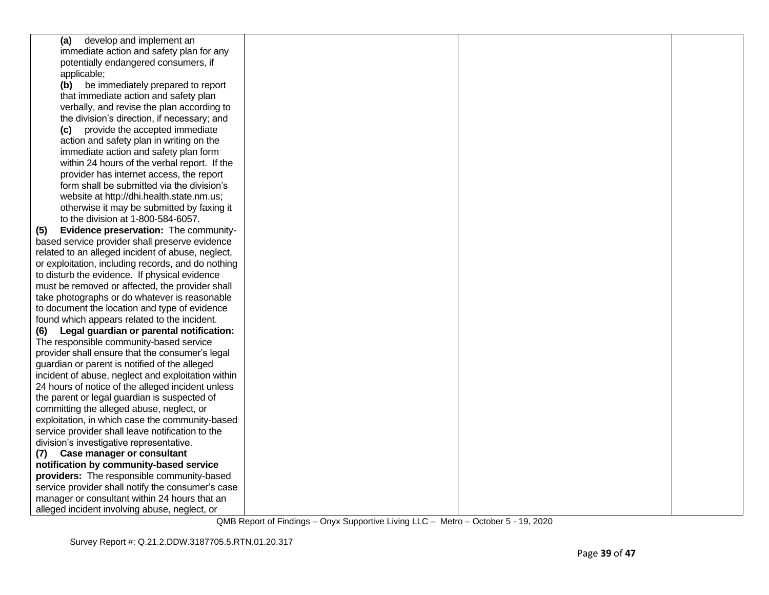| | | | |
|---|---|---|---|
| **(a)** develop and implement an immediate action and safety plan for any potentially endangered consumers, if applicable;<br>**(b)** be immediately prepared to report that immediate action and safety plan verbally, and revise the plan according to the division's direction, if necessary; and<br>**(c)** provide the accepted immediate action and safety plan in writing on the immediate action and safety plan form within 24 hours of the verbal report. If the provider has internet access, the report form shall be submitted via the division's website at http://dhi.health.state.nm.us; otherwise it may be submitted by faxing it to the division at 1-800-584-6057.<br>**(5) Evidence preservation:** The community-based service provider shall preserve evidence related to an alleged incident of abuse, neglect, or exploitation, including records, and do nothing to disturb the evidence. If physical evidence must be removed or affected, the provider shall take photographs or do whatever is reasonable to document the location and type of evidence found which appears related to the incident.<br>**(6) Legal guardian or parental notification:** The responsible community-based service provider shall ensure that the consumer's legal guardian or parent is notified of the alleged incident of abuse, neglect and exploitation within 24 hours of notice of the alleged incident unless the parent or legal guardian is suspected of committing the alleged abuse, neglect, or exploitation, in which case the community-based service provider shall leave notification to the division's investigative representative.<br>**(7) Case manager or consultant notification by community-based service providers:** The responsible community-based service provider shall notify the consumer's case manager or consultant within 24 hours that an alleged incident involving abuse, neglect, or | | | |

QMB Report of Findings – Onyx Supportive Living LLC – Metro – October 5 - 19, 2020

Survey Report #: Q.21.2.DDW.3187705.5.RTN.01.20.317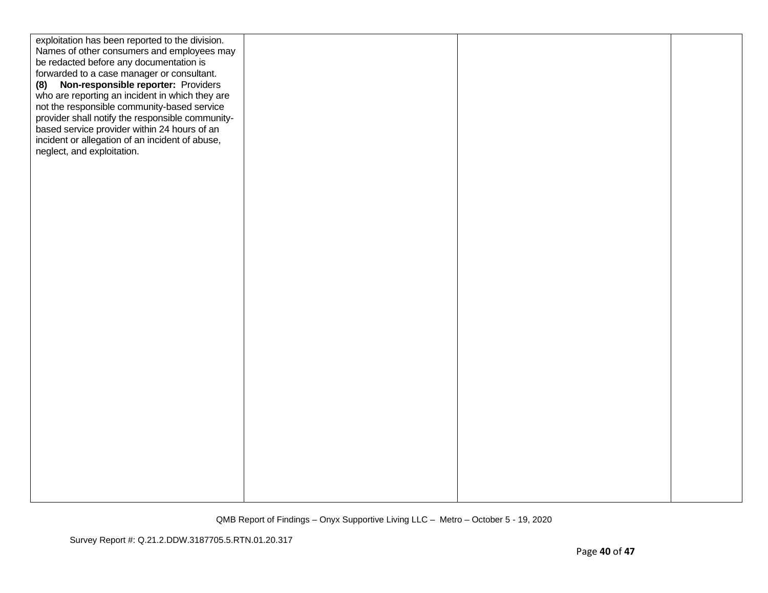| | | | |
|---|---|---|---|
| exploitation has been reported to the division. Names of other consumers and employees may be redacted before any documentation is forwarded to a case manager or consultant.<br>**(8) Non-responsible reporter:** Providers who are reporting an incident in which they are not the responsible community-based service provider shall notify the responsible community-based service provider within 24 hours of an incident or allegation of an incident of abuse, neglect, and exploitation. | | | |

QMB Report of Findings – Onyx Supportive Living LLC – Metro – October 5 - 19, 2020

Survey Report #: Q.21.2.DDW.3187705.5.RTN.01.20.317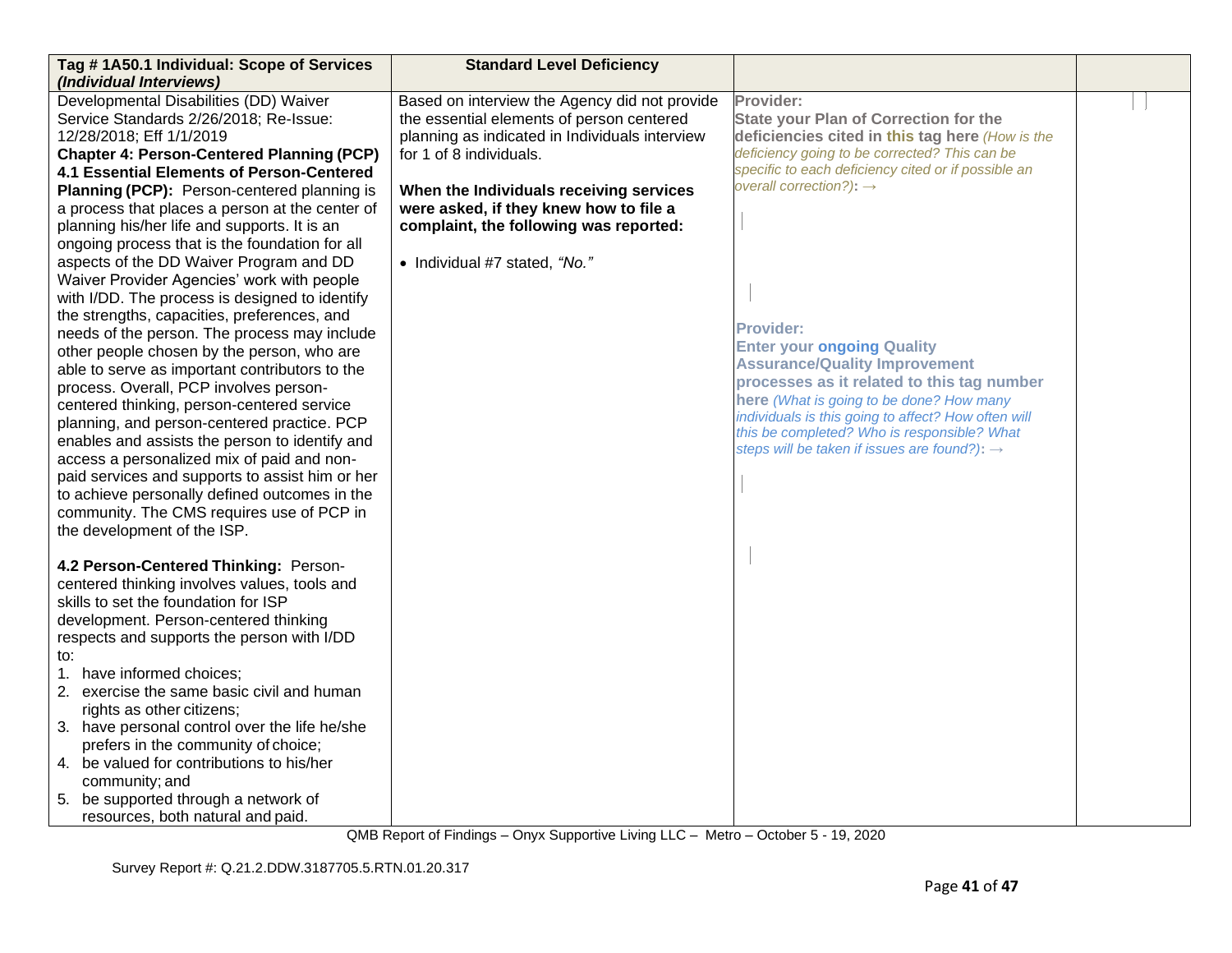| Tag # 1A50.1 Individual: Scope of Services *(Individual Interviews)* | Standard Level Deficiency | | |
|---|---|---|---|
| Developmental Disabilities (DD) Waiver Service Standards 2/26/2018; Re-Issue: 12/28/2018; Eff 1/1/2019<br>**Chapter 4: Person-Centered Planning (PCP)**<br>**4.1 Essential Elements of Person-Centered Planning (PCP):** Person-centered planning is a process that places a person at the center of planning his/her life and supports. It is an ongoing process that is the foundation for all aspects of the DD Waiver Program and DD Waiver Provider Agencies' work with people with I/DD. The process is designed to identify the strengths, capacities, preferences, and needs of the person. The process may include other people chosen by the person, who are able to serve as important contributors to the process. Overall, PCP involves person-centered thinking, person-centered service planning, and person-centered practice. PCP enables and assists the person to identify and access a personalized mix of paid and non-paid services and supports to assist him or her to achieve personally defined outcomes in the community. The CMS requires use of PCP in the development of the ISP.<br><br>**4.2 Person-Centered Thinking:** Person-centered thinking involves values, tools and skills to set the foundation for ISP development. Person-centered thinking respects and supports the person with I/DD to:<br>1. have informed choices;<br>2. exercise the same basic civil and human rights as other citizens;<br>3. have personal control over the life he/she prefers in the community of choice;<br>4. be valued for contributions to his/her community; and<br>5. be supported through a network of resources, both natural and paid. | Based on interview the Agency did not provide the essential elements of person centered planning as indicated in Individuals interview for 1 of 8 individuals.<br><br>**When the Individuals receiving services were asked, if they knew how to file a complaint, the following was reported:**<br><br>• Individual #7 stated, *"No."* | **Provider:**<br>**State your Plan of Correction for the deficiencies cited in this tag here** *(How is the deficiency going to be corrected? This can be specific to each deficiency cited or if possible an overall correction?):* →<br><br>**Provider:**<br>**Enter your ongoing Quality Assurance/Quality Improvement processes as it related to this tag number here** *(What is going to be done? How many individuals is this going to affect? How often will this be completed? Who is responsible? What steps will be taken if issues are found?):* → | |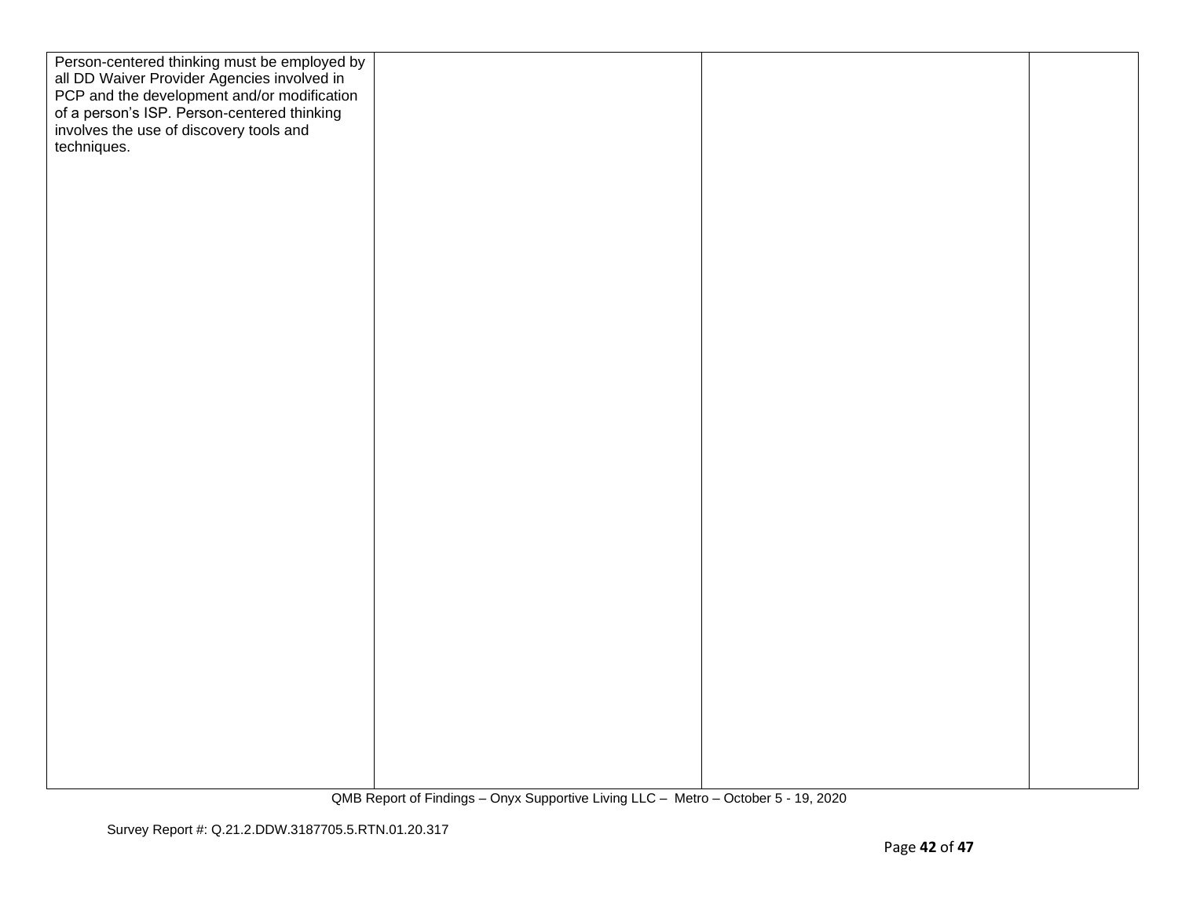| | | | |
|---|---|---|---|
| Person-centered thinking must be employed by all DD Waiver Provider Agencies involved in PCP and the development and/or modification of a person's ISP. Person-centered thinking involves the use of discovery tools and techniques. | | | |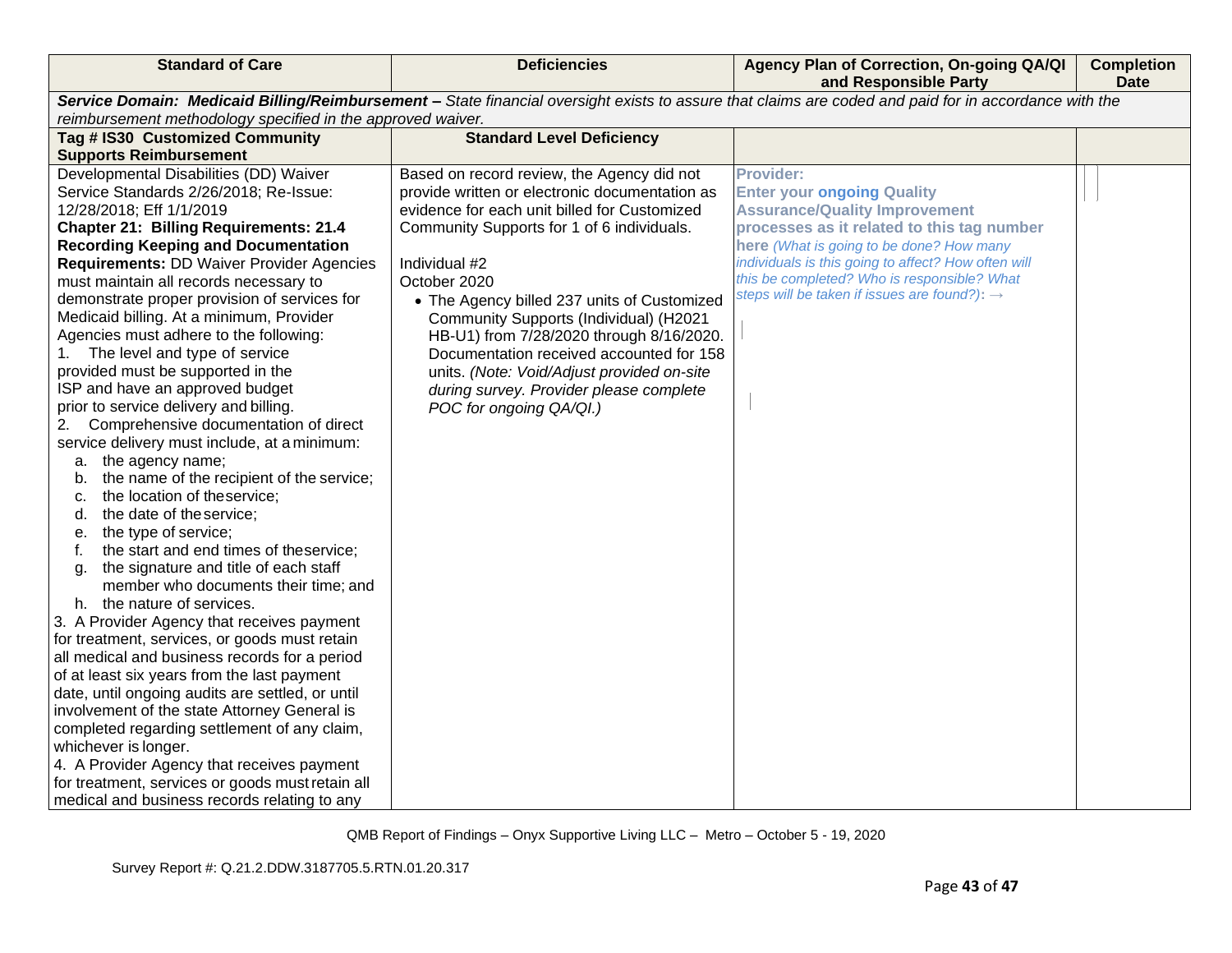| Standard of Care | Deficiencies | Agency Plan of Correction, On-going QA/QI and Responsible Party | Completion Date |
|---|---|---|---|
| ***Service Domain: Medicaid Billing/Reimbursement** – State financial oversight exists to assure that claims are coded and paid for in accordance with the reimbursement methodology specified in the approved waiver.* | | | |
| **Tag # IS30 Customized Community Supports Reimbursement** | **Standard Level Deficiency** | | |
| Developmental Disabilities (DD) Waiver Service Standards 2/26/2018; Re-Issue: 12/28/2018; Eff 1/1/2019<br>**Chapter 21: Billing Requirements: 21.4 Recording Keeping and Documentation Requirements:** DD Waiver Provider Agencies must maintain all records necessary to demonstrate proper provision of services for Medicaid billing. At a minimum, Provider Agencies must adhere to the following:<br>1. The level and type of service provided must be supported in the ISP and have an approved budget prior to service delivery and billing.<br>2. Comprehensive documentation of direct service delivery must include, at a minimum:<br>a. the agency name;<br>b. the name of the recipient of the service;<br>c. the location of the service;<br>d. the date of the service;<br>e. the type of service;<br>f. the start and end times of the service;<br>g. the signature and title of each staff member who documents their time; and<br>h. the nature of services.<br>3. A Provider Agency that receives payment for treatment, services, or goods must retain all medical and business records for a period of at least six years from the last payment date, until ongoing audits are settled, or until involvement of the state Attorney General is completed regarding settlement of any claim, whichever is longer.<br>4. A Provider Agency that receives payment for treatment, services or goods must retain all medical and business records relating to any | Based on record review, the Agency did not provide written or electronic documentation as evidence for each unit billed for Customized Community Supports for 1 of 6 individuals.<br><br>Individual #2<br>October 2020<br>• The Agency billed 237 units of Customized Community Supports (Individual) (H2021 HB-U1) from 7/28/2020 through 8/16/2020. Documentation received accounted for 158 units. *(Note: Void/Adjust provided on-site during survey. Provider please complete POC for ongoing QA/QI.)* | **Provider:**<br>**Enter your ongoing Quality Assurance/Quality Improvement processes as it related to this tag number here** *(What is going to be done? How many individuals is this going to affect? How often will this be completed? Who is responsible? What steps will be taken if issues are found?)*: → | |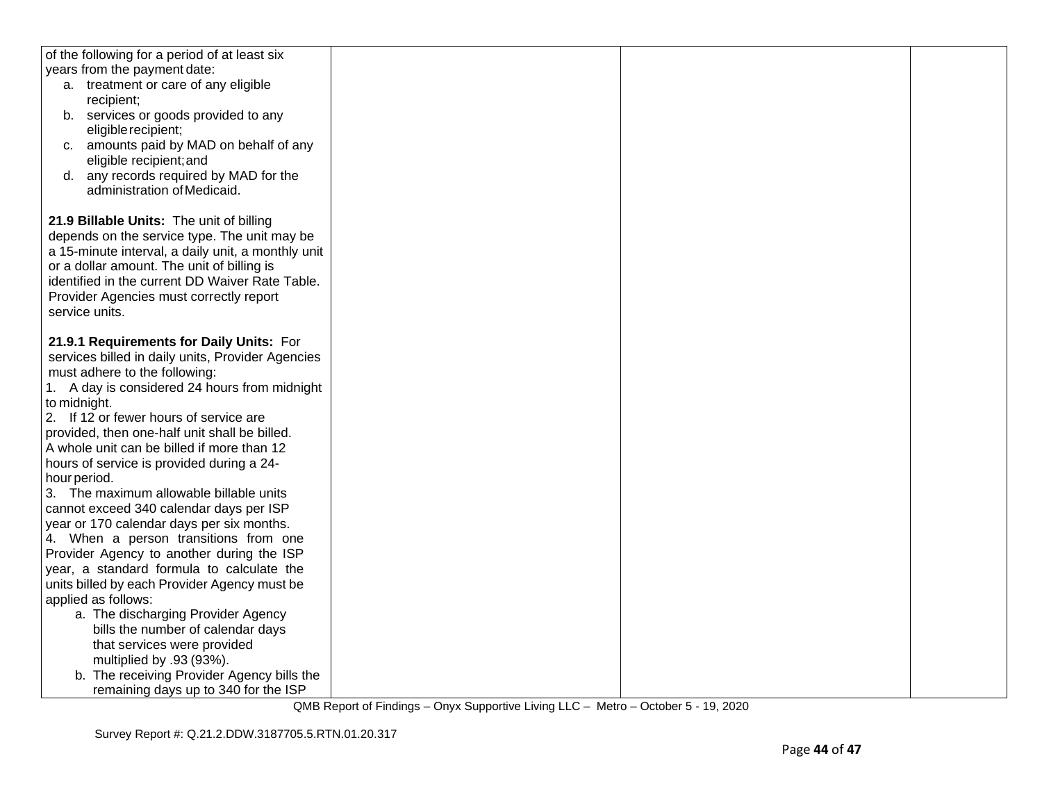| | | | |
|---|---|---|---|
| of the following for a period of at least six years from the payment date:<br>a. treatment or care of any eligible recipient;<br>b. services or goods provided to any eligible recipient;<br>c. amounts paid by MAD on behalf of any eligible recipient; and<br>d. any records required by MAD for the administration of Medicaid.<br><br>**21.9 Billable Units:** The unit of billing depends on the service type. The unit may be a 15-minute interval, a daily unit, a monthly unit or a dollar amount. The unit of billing is identified in the current DD Waiver Rate Table. Provider Agencies must correctly report service units.<br><br>**21.9.1 Requirements for Daily Units:** For services billed in daily units, Provider Agencies must adhere to the following:<br>1. A day is considered 24 hours from midnight to midnight.<br>2. If 12 or fewer hours of service are provided, then one-half unit shall be billed. A whole unit can be billed if more than 12 hours of service is provided during a 24-hour period.<br>3. The maximum allowable billable units cannot exceed 340 calendar days per ISP year or 170 calendar days per six months.<br>4. When a person transitions from one Provider Agency to another during the ISP year, a standard formula to calculate the units billed by each Provider Agency must be applied as follows:<br>a. The discharging Provider Agency bills the number of calendar days that services were provided multiplied by .93 (93%).<br>b. The receiving Provider Agency bills the remaining days up to 340 for the ISP | | | |

QMB Report of Findings – Onyx Supportive Living LLC – Metro – October 5 - 19, 2020

Survey Report #: Q.21.2.DDW.3187705.5.RTN.01.20.317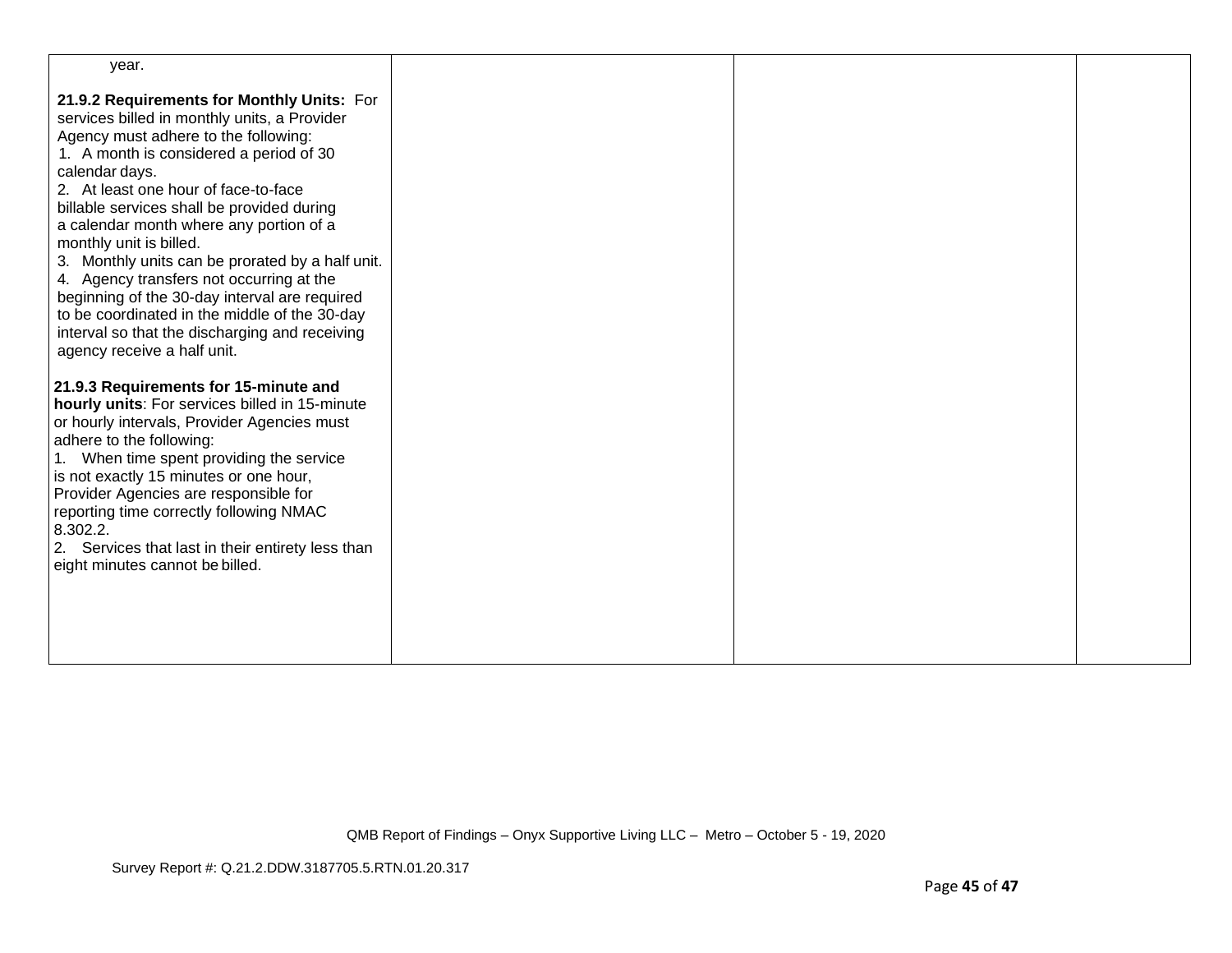| | | | |
|---|---|---|---|
| year.<br><br>**21.9.2 Requirements for Monthly Units:** For services billed in monthly units, a Provider Agency must adhere to the following:<br>1. A month is considered a period of 30 calendar days.<br>2. At least one hour of face-to-face billable services shall be provided during a calendar month where any portion of a monthly unit is billed.<br>3. Monthly units can be prorated by a half unit.<br>4. Agency transfers not occurring at the beginning of the 30-day interval are required to be coordinated in the middle of the 30-day interval so that the discharging and receiving agency receive a half unit.<br><br>**21.9.3 Requirements for 15-minute and hourly units**: For services billed in 15-minute or hourly intervals, Provider Agencies must adhere to the following:<br>1. When time spent providing the service is not exactly 15 minutes or one hour, Provider Agencies are responsible for reporting time correctly following NMAC 8.302.2.<br>2. Services that last in their entirety less than eight minutes cannot be billed. | | | |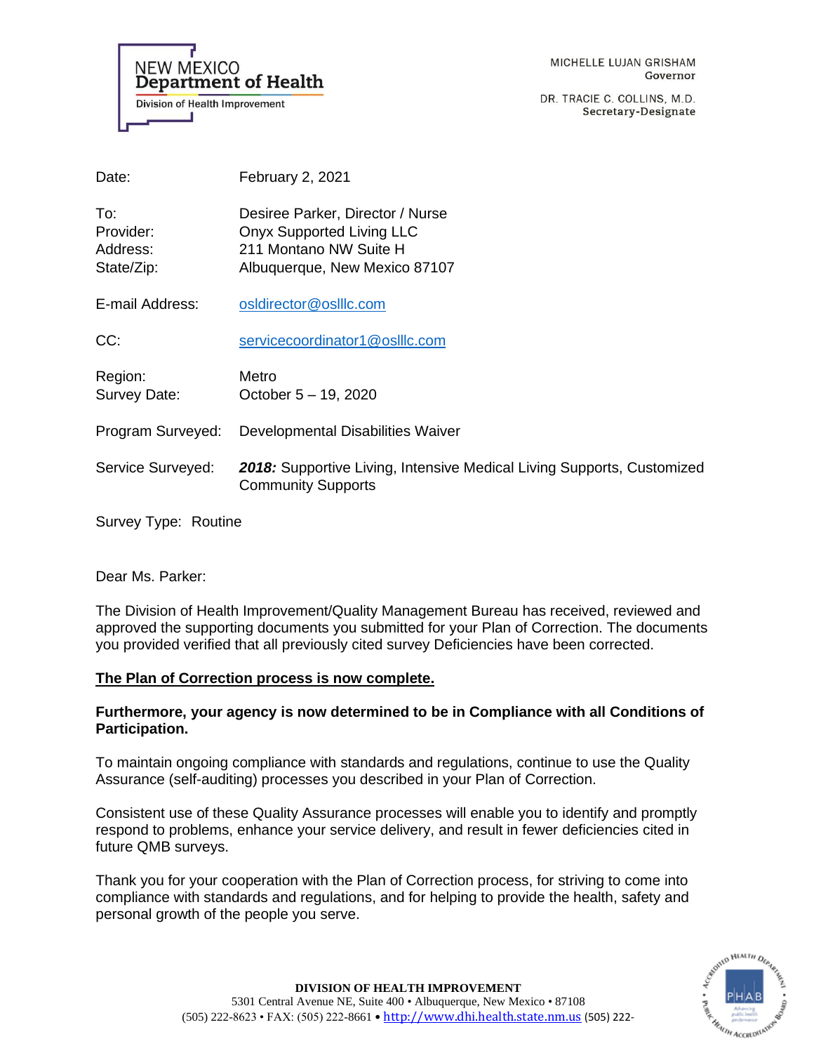NEW MEXICO
Department of Health
Division of Health Improvement

MICHELLE LUJAN GRISHAM
Governor

DR. TRACIE C. COLLINS, M.D.
Secretary-Designate

| | |
|---|---|
| Date: | February 2, 2021 |
| To: | Desiree Parker, Director / Nurse |
| Provider: | Onyx Supported Living LLC |
| Address: | 211 Montano NW Suite H |
| State/Zip: | Albuquerque, New Mexico 87107 |
| E-mail Address: | osldirector@oslllc.com |
| CC: | servicecoordinator1@oslllc.com |
| Region: | Metro |
| Survey Date: | October 5 – 19, 2020 |
| Program Surveyed: | Developmental Disabilities Waiver |
| Service Surveyed: | ***2018:*** Supportive Living, Intensive Medical Living Supports, Customized Community Supports |

Survey Type: Routine

Dear Ms. Parker:

The Division of Health Improvement/Quality Management Bureau has received, reviewed and approved the supporting documents you submitted for your Plan of Correction. The documents you provided verified that all previously cited survey Deficiencies have been corrected.

**The Plan of Correction process is now complete.**

**Furthermore, your agency is now determined to be in Compliance with all Conditions of Participation.**

To maintain ongoing compliance with standards and regulations, continue to use the Quality Assurance (self-auditing) processes you described in your Plan of Correction.

Consistent use of these Quality Assurance processes will enable you to identify and promptly respond to problems, enhance your service delivery, and result in fewer deficiencies cited in future QMB surveys.

Thank you for your cooperation with the Plan of Correction process, for striving to come into compliance with standards and regulations, and for helping to provide the health, safety and personal growth of the people you serve.

**DIVISION OF HEALTH IMPROVEMENT**
5301 Central Avenue NE, Suite 400 • Albuquerque, New Mexico • 87108
(505) 222-8623 • FAX: (505) 222-8661 • http://www.dhi.health.state.nm.us (505) 222-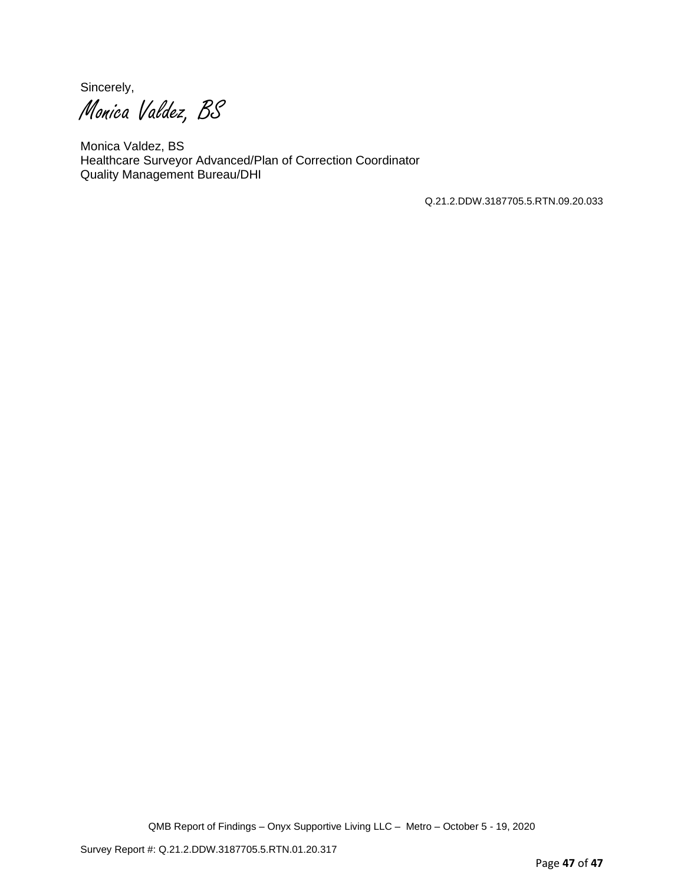Sincerely,

*Monica Valdez, BS*

Monica Valdez, BS
Healthcare Surveyor Advanced/Plan of Correction Coordinator
Quality Management Bureau/DHI

Q.21.2.DDW.3187705.5.RTN.09.20.033